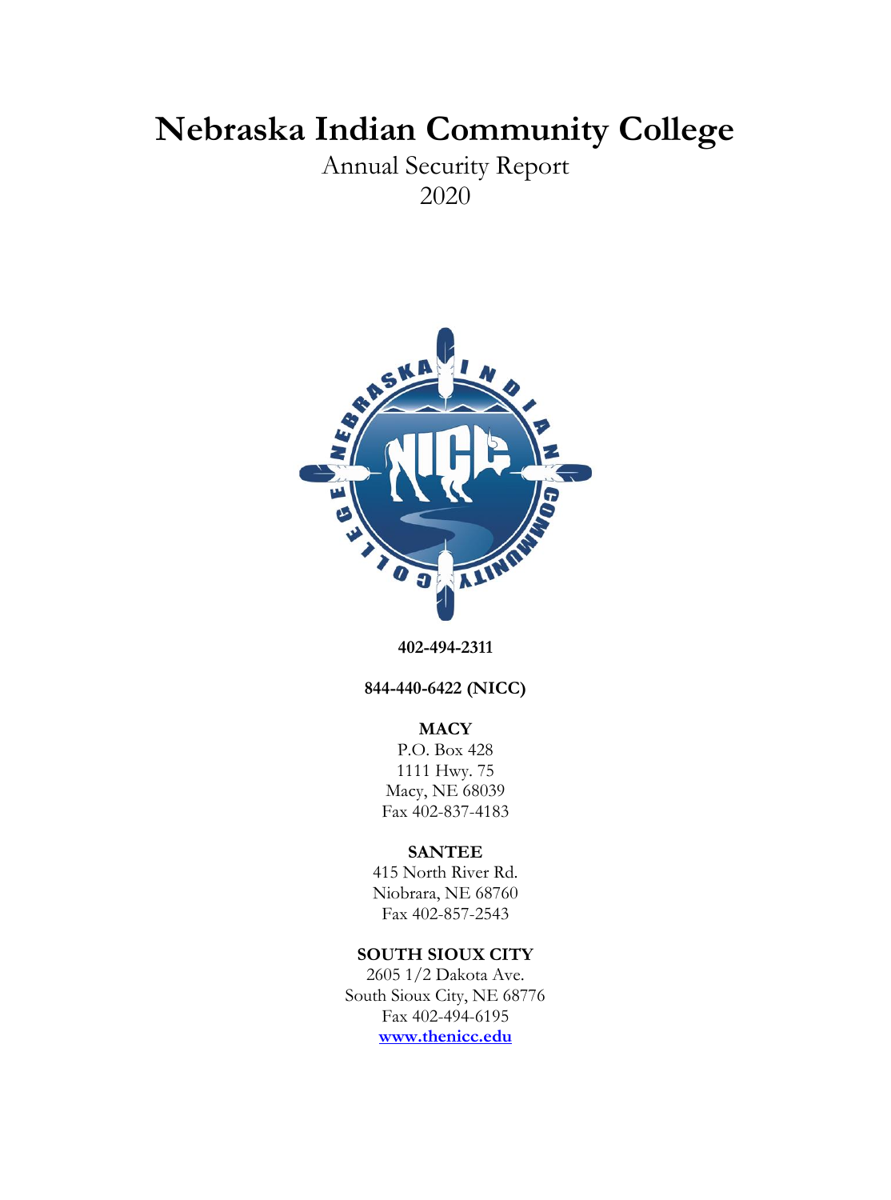# Nebraska Indian Community College

Annual Security Report

2020

**402-494-2311**

**844-440-6422 (NICC)**

**MACY**

P.O. Box 428
1111 Hwy. 75
Macy, NE 68039
Fax 402-837-4183

**SANTEE**

415 North River Rd.
Niobrara, NE 68760
Fax 402-857-2543

**SOUTH SIOUX CITY**

2605 1/2 Dakota Ave.
South Sioux City, NE 68776
Fax 402-494-6195

**www.thenicc.edu**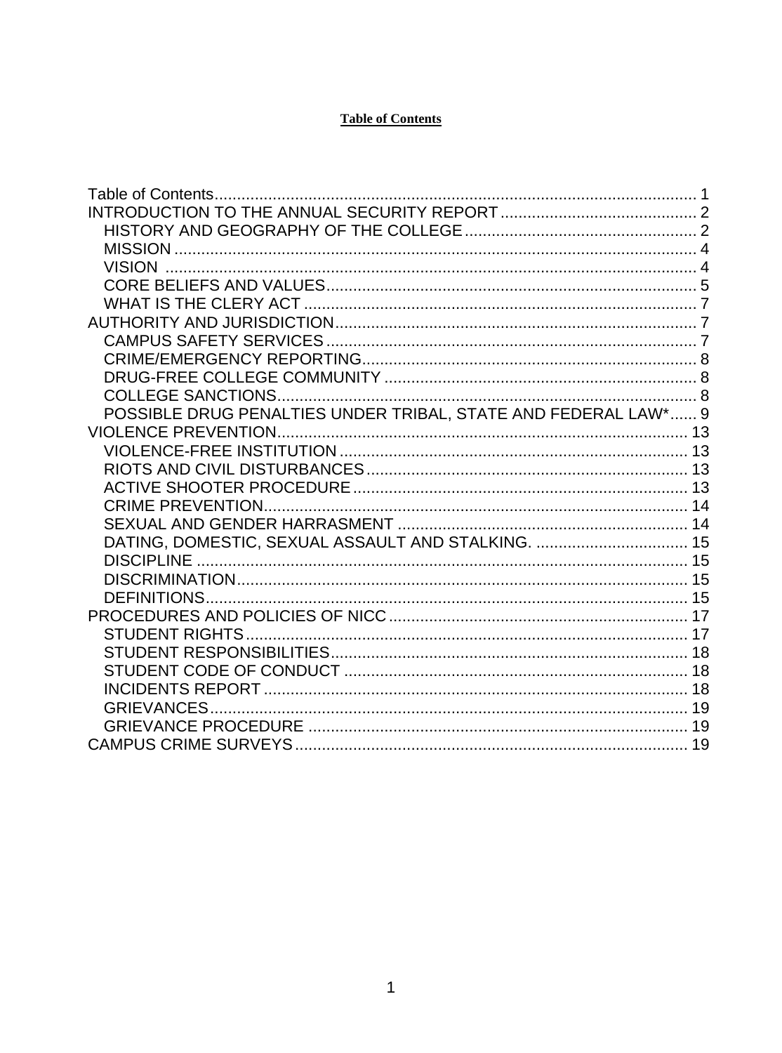**Table of Contents**

Table of Contents ........................................................................................................ 1
INTRODUCTION TO THE ANNUAL SECURITY REPORT ........................................... 2
    HISTORY AND GEOGRAPHY OF THE COLLEGE .................................................... 2
    MISSION .................................................................................................................. 4
    VISION .................................................................................................................... 4
    CORE BELIEFS AND VALUES.................................................................................. 5
    WHAT IS THE CLERY ACT ....................................................................................... 7
AUTHORITY AND JURISDICTION................................................................................ 7
    CAMPUS SAFETY SERVICES .................................................................................. 7
    CRIME/EMERGENCY REPORTING.......................................................................... 8
    DRUG-FREE COLLEGE COMMUNITY ..................................................................... 8
    COLLEGE SANCTIONS............................................................................................ 8
    POSSIBLE DRUG PENALTIES UNDER TRIBAL, STATE AND FEDERAL LAW*...... 9
VIOLENCE PREVENTION........................................................................................... 13
    VIOLENCE-FREE INSTITUTION ............................................................................ 13
    RIOTS AND CIVIL DISTURBANCES....................................................................... 13
    ACTIVE SHOOTER PROCEDURE .......................................................................... 13
    CRIME PREVENTION.............................................................................................. 14
    SEXUAL AND GENDER HARRASMENT ................................................................. 14
    DATING, DOMESTIC, SEXUAL ASSAULT AND STALKING. .................................. 15
    DISCIPLINE ............................................................................................................ 15
    DISCRIMINATION.................................................................................................... 15
    DEFINITIONS........................................................................................................... 15
PROCEDURES AND POLICIES OF NICC .................................................................. 17
    STUDENT RIGHTS .................................................................................................. 17
    STUDENT RESPONSIBILITIES................................................................................ 18
    STUDENT CODE OF CONDUCT ............................................................................ 18
    INCIDENTS REPORT .............................................................................................. 18
    GRIEVANCES.......................................................................................................... 19
    GRIEVANCE PROCEDURE .................................................................................... 19
CAMPUS CRIME SURVEYS ....................................................................................... 19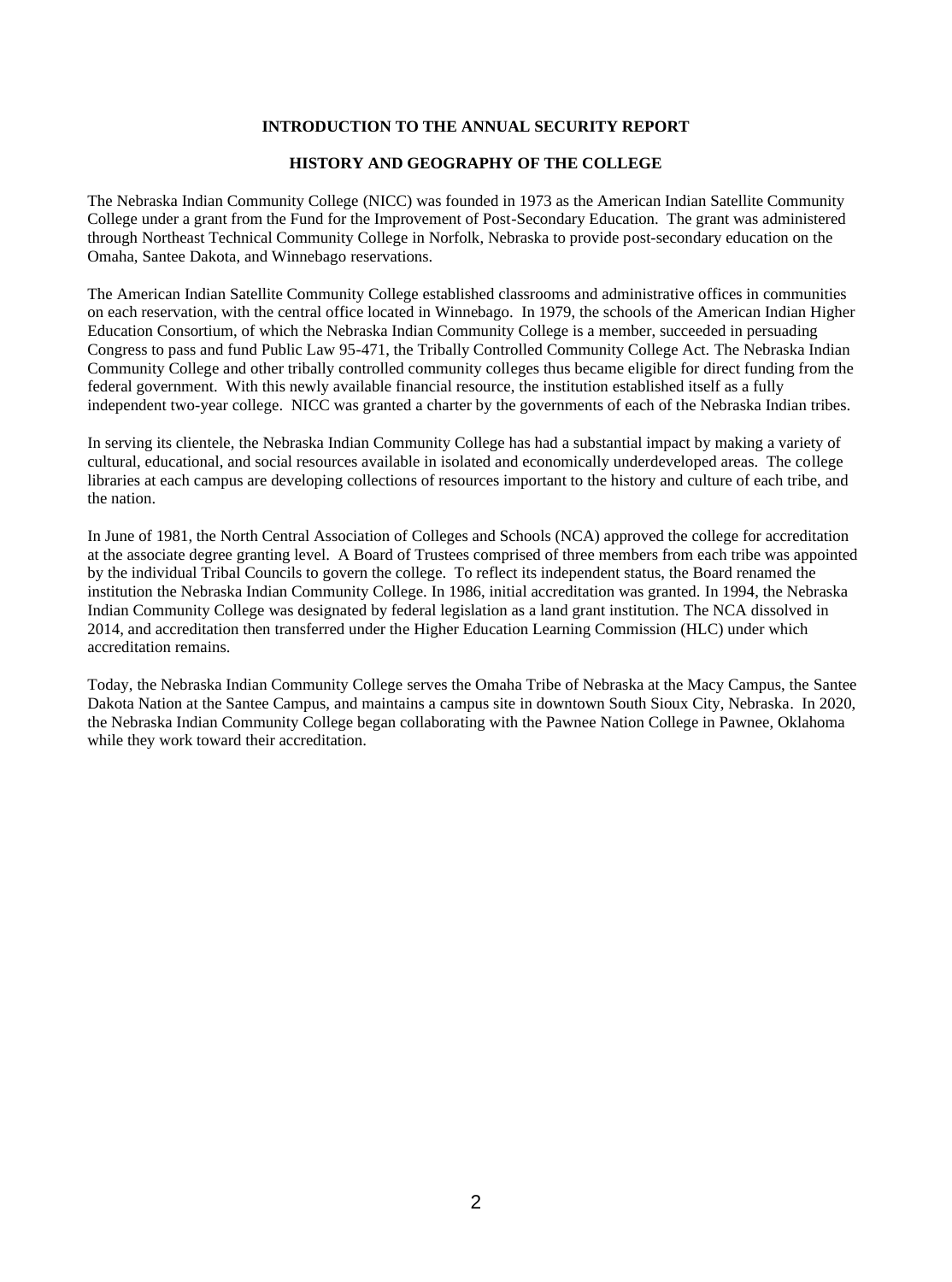## INTRODUCTION TO THE ANNUAL SECURITY REPORT

### HISTORY AND GEOGRAPHY OF THE COLLEGE

The Nebraska Indian Community College (NICC) was founded in 1973 as the American Indian Satellite Community College under a grant from the Fund for the Improvement of Post-Secondary Education. The grant was administered through Northeast Technical Community College in Norfolk, Nebraska to provide post-secondary education on the Omaha, Santee Dakota, and Winnebago reservations.

The American Indian Satellite Community College established classrooms and administrative offices in communities on each reservation, with the central office located in Winnebago. In 1979, the schools of the American Indian Higher Education Consortium, of which the Nebraska Indian Community College is a member, succeeded in persuading Congress to pass and fund Public Law 95-471, the Tribally Controlled Community College Act. The Nebraska Indian Community College and other tribally controlled community colleges thus became eligible for direct funding from the federal government. With this newly available financial resource, the institution established itself as a fully independent two-year college. NICC was granted a charter by the governments of each of the Nebraska Indian tribes.

In serving its clientele, the Nebraska Indian Community College has had a substantial impact by making a variety of cultural, educational, and social resources available in isolated and economically underdeveloped areas. The college libraries at each campus are developing collections of resources important to the history and culture of each tribe, and the nation.

In June of 1981, the North Central Association of Colleges and Schools (NCA) approved the college for accreditation at the associate degree granting level. A Board of Trustees comprised of three members from each tribe was appointed by the individual Tribal Councils to govern the college. To reflect its independent status, the Board renamed the institution the Nebraska Indian Community College. In 1986, initial accreditation was granted. In 1994, the Nebraska Indian Community College was designated by federal legislation as a land grant institution. The NCA dissolved in 2014, and accreditation then transferred under the Higher Education Learning Commission (HLC) under which accreditation remains.

Today, the Nebraska Indian Community College serves the Omaha Tribe of Nebraska at the Macy Campus, the Santee Dakota Nation at the Santee Campus, and maintains a campus site in downtown South Sioux City, Nebraska. In 2020, the Nebraska Indian Community College began collaborating with the Pawnee Nation College in Pawnee, Oklahoma while they work toward their accreditation.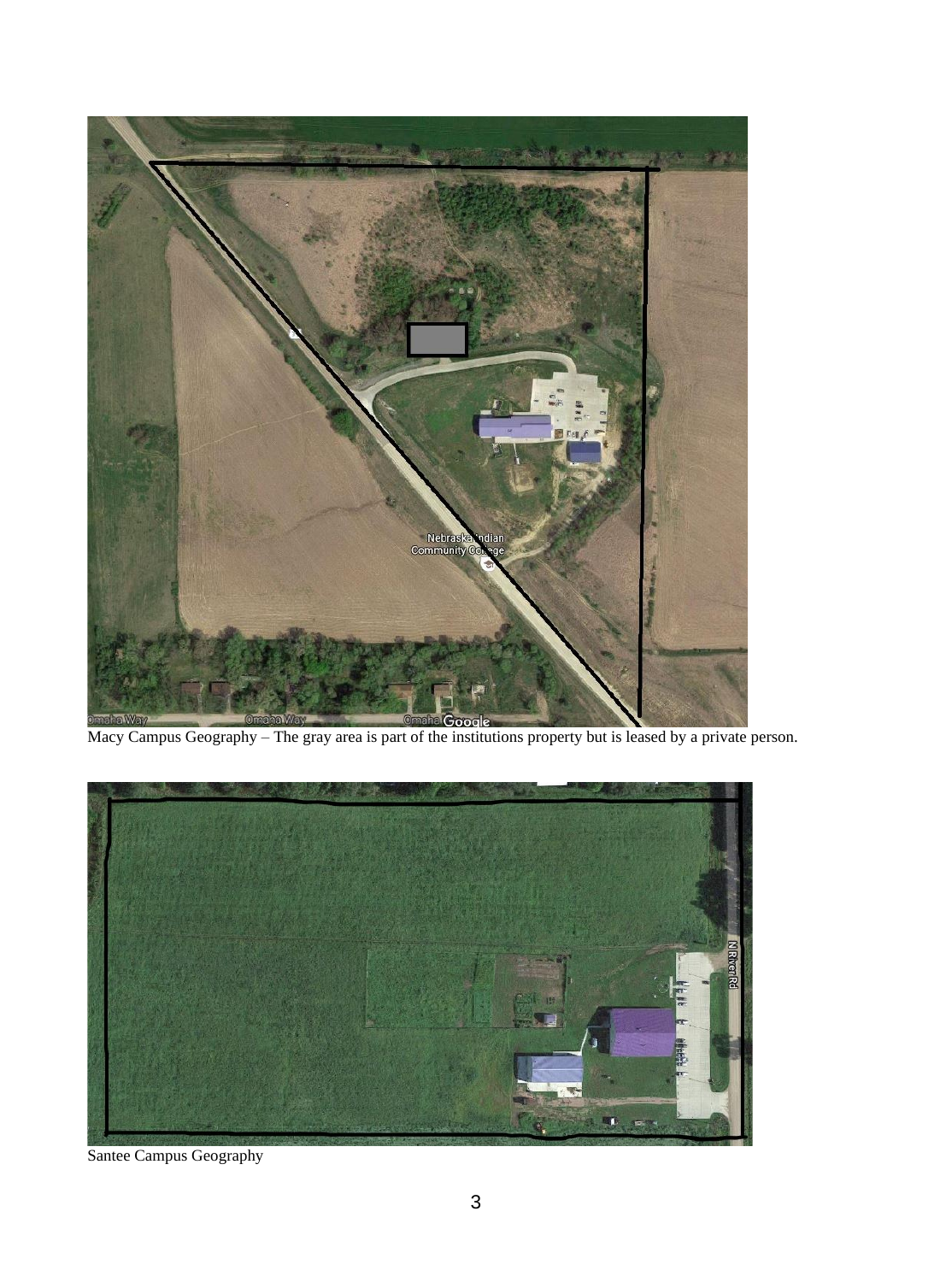Macy Campus Geography – The gray area is part of the institutions property but is leased by a private person.

Santee Campus Geography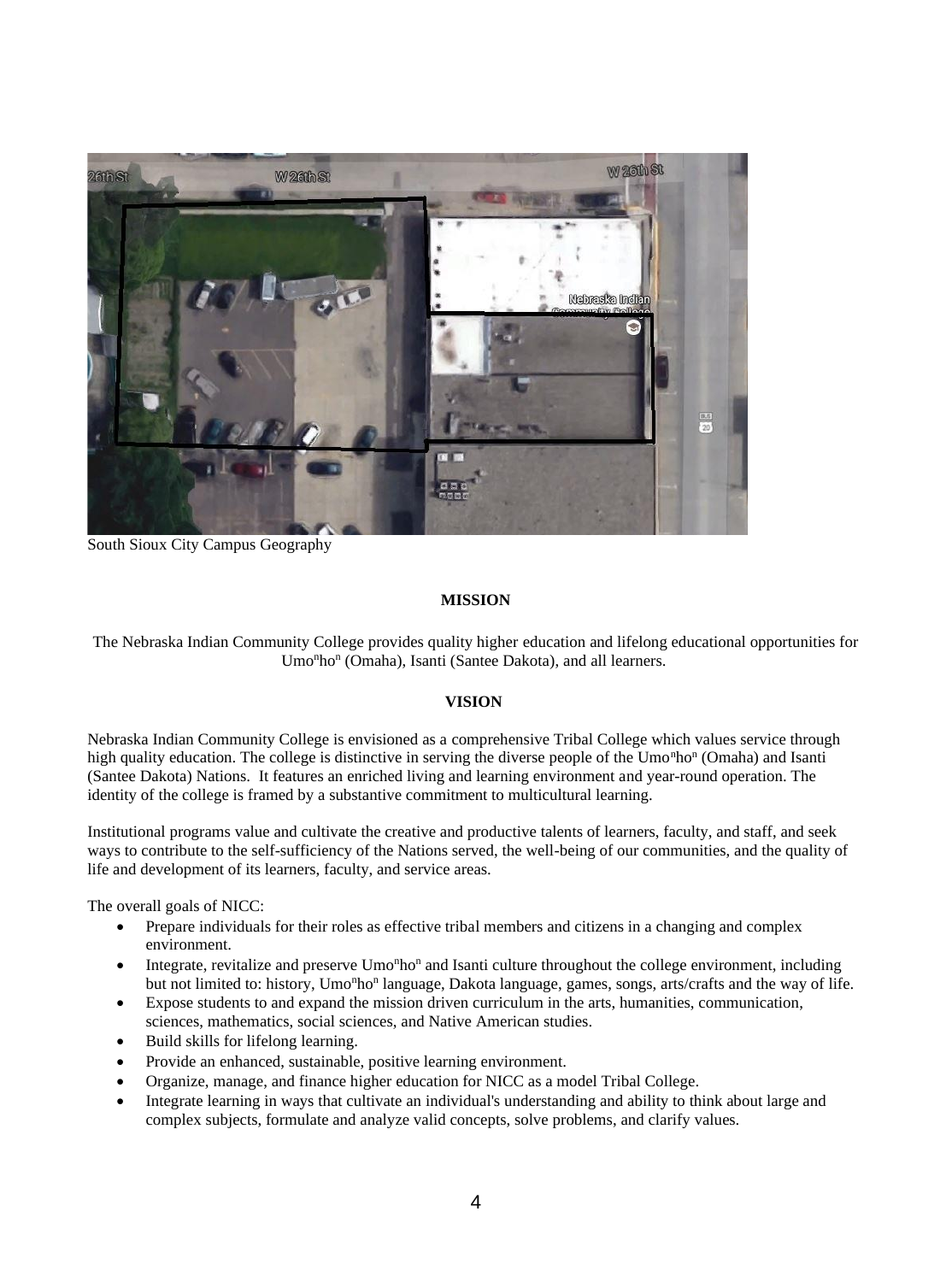South Sioux City Campus Geography

**MISSION**

The Nebraska Indian Community College provides quality higher education and lifelong educational opportunities for Umo$^n$ho$^n$ (Omaha), Isanti (Santee Dakota), and all learners.

**VISION**

Nebraska Indian Community College is envisioned as a comprehensive Tribal College which values service through high quality education. The college is distinctive in serving the diverse people of the Umo$^n$ho$^n$ (Omaha) and Isanti (Santee Dakota) Nations. It features an enriched living and learning environment and year-round operation. The identity of the college is framed by a substantive commitment to multicultural learning.

Institutional programs value and cultivate the creative and productive talents of learners, faculty, and staff, and seek ways to contribute to the self-sufficiency of the Nations served, the well-being of our communities, and the quality of life and development of its learners, faculty, and service areas.

The overall goals of NICC:

- Prepare individuals for their roles as effective tribal members and citizens in a changing and complex environment.
- Integrate, revitalize and preserve Umo$^n$ho$^n$ and Isanti culture throughout the college environment, including but not limited to: history, Umo$^n$ho$^n$ language, Dakota language, games, songs, arts/crafts and the way of life.
- Expose students to and expand the mission driven curriculum in the arts, humanities, communication, sciences, mathematics, social sciences, and Native American studies.
- Build skills for lifelong learning.
- Provide an enhanced, sustainable, positive learning environment.
- Organize, manage, and finance higher education for NICC as a model Tribal College.
- Integrate learning in ways that cultivate an individual's understanding and ability to think about large and complex subjects, formulate and analyze valid concepts, solve problems, and clarify values.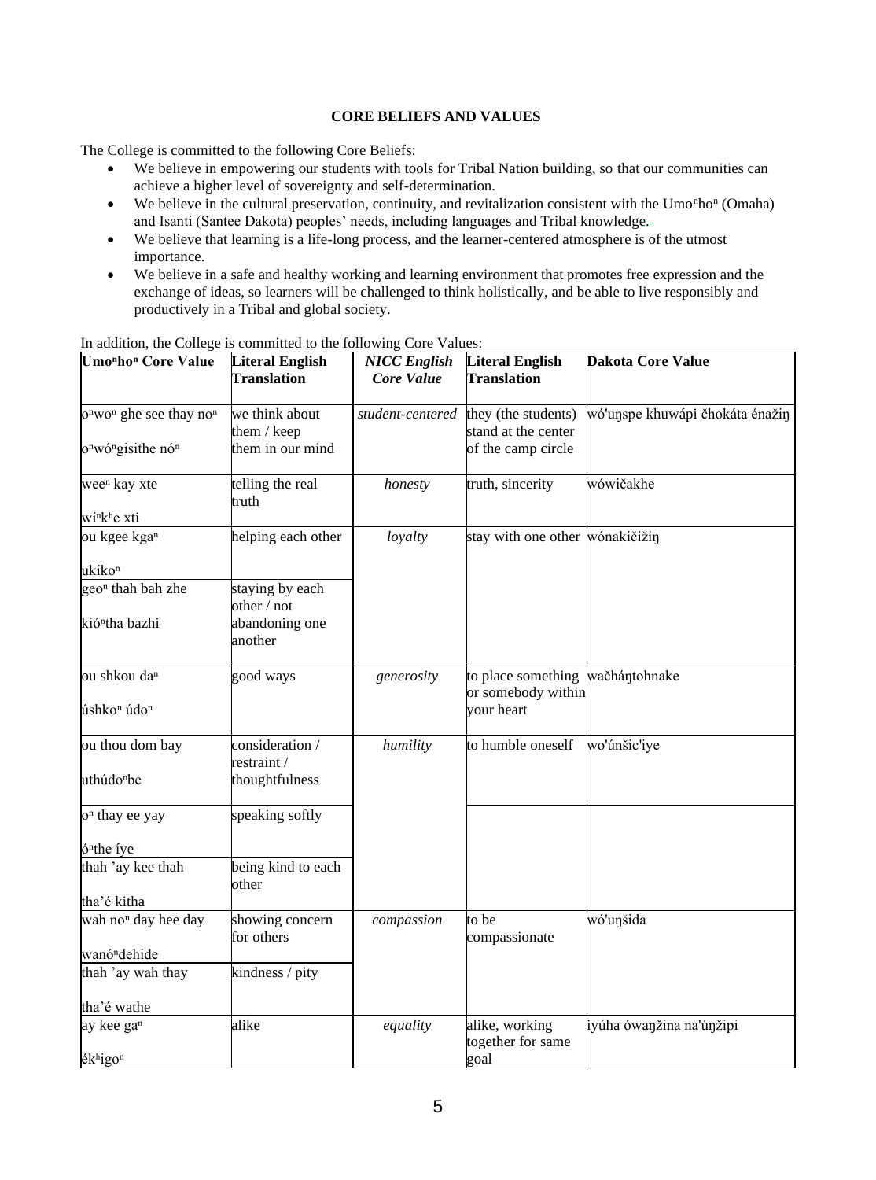## CORE BELIEFS AND VALUES

The College is committed to the following Core Beliefs:

- We believe in empowering our students with tools for Tribal Nation building, so that our communities can achieve a higher level of sovereignty and self-determination.
- We believe in the cultural preservation, continuity, and revitalization consistent with the Umoⁿhoⁿ (Omaha) and Isanti (Santee Dakota) peoples' needs, including languages and Tribal knowledge.
- We believe that learning is a life-long process, and the learner-centered atmosphere is of the utmost importance.
- We believe in a safe and healthy working and learning environment that promotes free expression and the exchange of ideas, so learners will be challenged to think holistically, and be able to live responsibly and productively in a Tribal and global society.

In addition, the College is committed to the following Core Values:

| Umoⁿhoⁿ Core Value | Literal English Translation | *NICC English Core Value* | Literal English Translation | Dakota Core Value |
|---|---|---|---|---|
| oⁿwoⁿ ghe see thay noⁿ<br>oⁿwóⁿgisithe nóⁿ | we think about them / keep them in our mind | *student-centered* | they (the students) stand at the center of the camp circle | wó'uŋspe khuwápi čhokáta énažiŋ |
| weeⁿ kay xte<br>wíⁿkʰe xti | telling the real truth | *honesty* | truth, sincerity | wówičakhe |
| ou kgee kgaⁿ<br>ukíkoⁿ | helping each other | *loyalty* | stay with one other | wónakičižiŋ |
| geoⁿ thah bah zhe<br>kióⁿtha bazhi | staying by each other / not abandoning one another | | | |
| ou shkou daⁿ<br>úshkoⁿ údoⁿ | good ways | *generosity* | to place something or somebody within your heart | wačháŋtohnake |
| ou thou dom bay<br>uthúdoⁿbe | consideration / restraint / thoughtfulness | *humility* | to humble oneself | wo'únšic'iye |
| oⁿ thay ee yay<br>óⁿthe íye | speaking softly | | | |
| thah 'ay kee thah<br>tha'é kitha | being kind to each other | | | |
| wah noⁿ day hee day<br>wanóⁿdehide | showing concern for others | *compassion* | to be compassionate | wó'uŋšida |
| thah 'ay wah thay<br>tha'é wathe | kindness / pity | | | |
| ay kee gaⁿ<br>ékʰigoⁿ | alike | *equality* | alike, working together for same goal | iyúha ówaŋžina na'úŋžipi |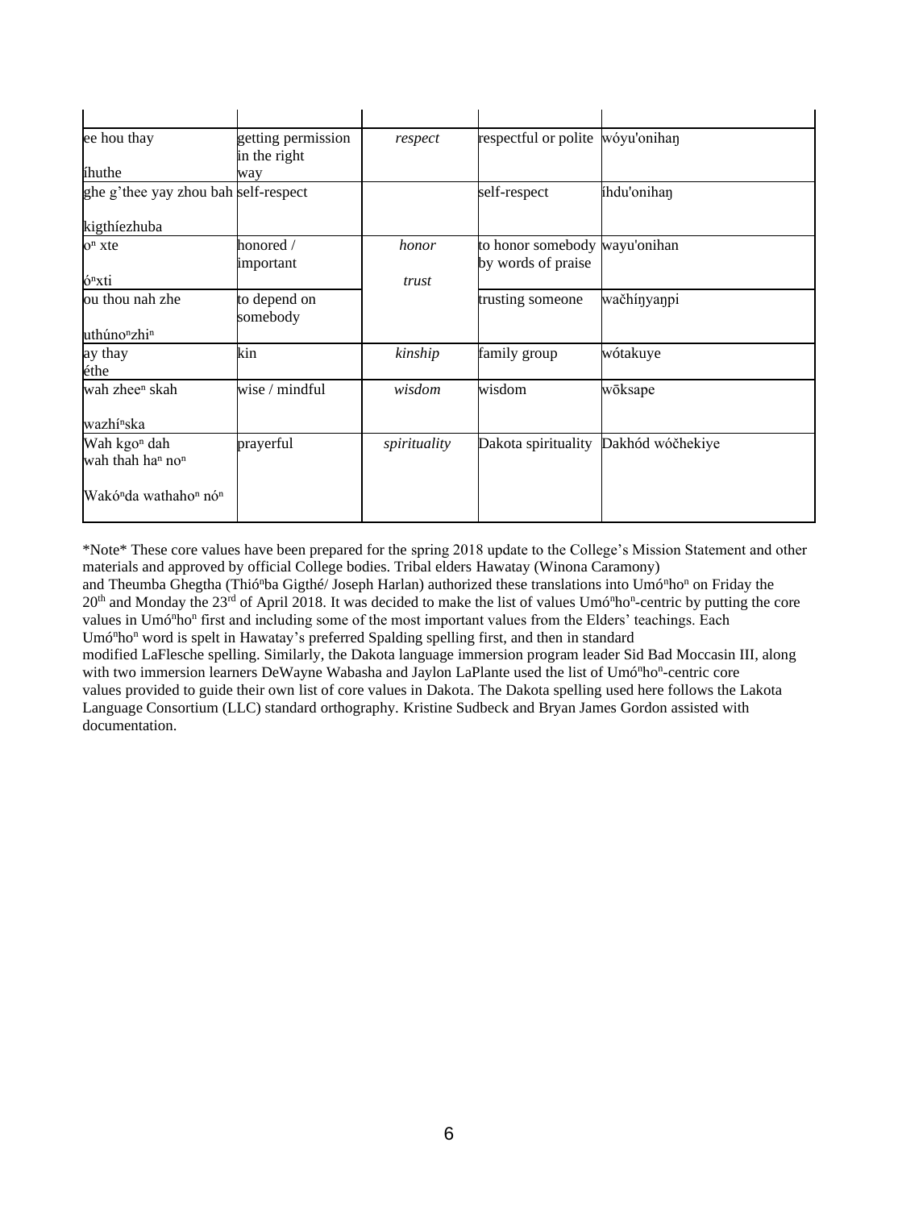| | | | | |
|---|---|---|---|---|
| ee hou thay<br><br>íhuthe | getting permission in the right way | *respect* | respectful or polite | wóyu'onihaŋ |
| ghe g'thee yay zhou bah<br><br>kigthíezhuba | self-respect | | self-respect | íhdu'onihaŋ |
| o$^{n}$ xte<br><br>ó$^{n}$xti | honored / important | *honor* | to honor somebody by words of praise | wayu'onihan |
| ou thou nah zhe<br><br>uthúno$^{n}$zhi$^{n}$ | to depend on somebody | *trust* | trusting someone | wačhíŋyaŋpi |
| ay thay<br>éthe | kin | *kinship* | family group | wótakuye |
| wah zhee$^{n}$ skah<br><br>wazhí$^{n}$ska | wise / mindful | *wisdom* | wisdom | wōksape |
| Wah kgo$^{n}$ dah<br>wah thah ha$^{n}$ no$^{n}$<br><br>Wakó$^{n}$da wathaho$^{n}$ nó$^{n}$ | prayerful | *spirituality* | Dakota spirituality | Dakhód wóčhekiye |

*Note* These core values have been prepared for the spring 2018 update to the College's Mission Statement and other materials and approved by official College bodies. Tribal elders Hawatay (Winona Caramony) and Theumba Ghegtha (Thió$^{n}$ba Gigthé/ Joseph Harlan) authorized these translations into Umó$^{n}$ho$^{n}$ on Friday the 20th and Monday the 23rd of April 2018. It was decided to make the list of values Umó$^{n}$ho$^{n}$-centric by putting the core values in Umó$^{n}$ho$^{n}$ first and including some of the most important values from the Elders' teachings. Each Umó$^{n}$ho$^{n}$ word is spelt in Hawatay's preferred Spalding spelling first, and then in standard modified LaFlesche spelling. Similarly, the Dakota language immersion program leader Sid Bad Moccasin III, along with two immersion learners DeWayne Wabasha and Jaylon LaPlante used the list of Umó$^{n}$ho$^{n}$-centric core values provided to guide their own list of core values in Dakota. The Dakota spelling used here follows the Lakota Language Consortium (LLC) standard orthography. Kristine Sudbeck and Bryan James Gordon assisted with documentation.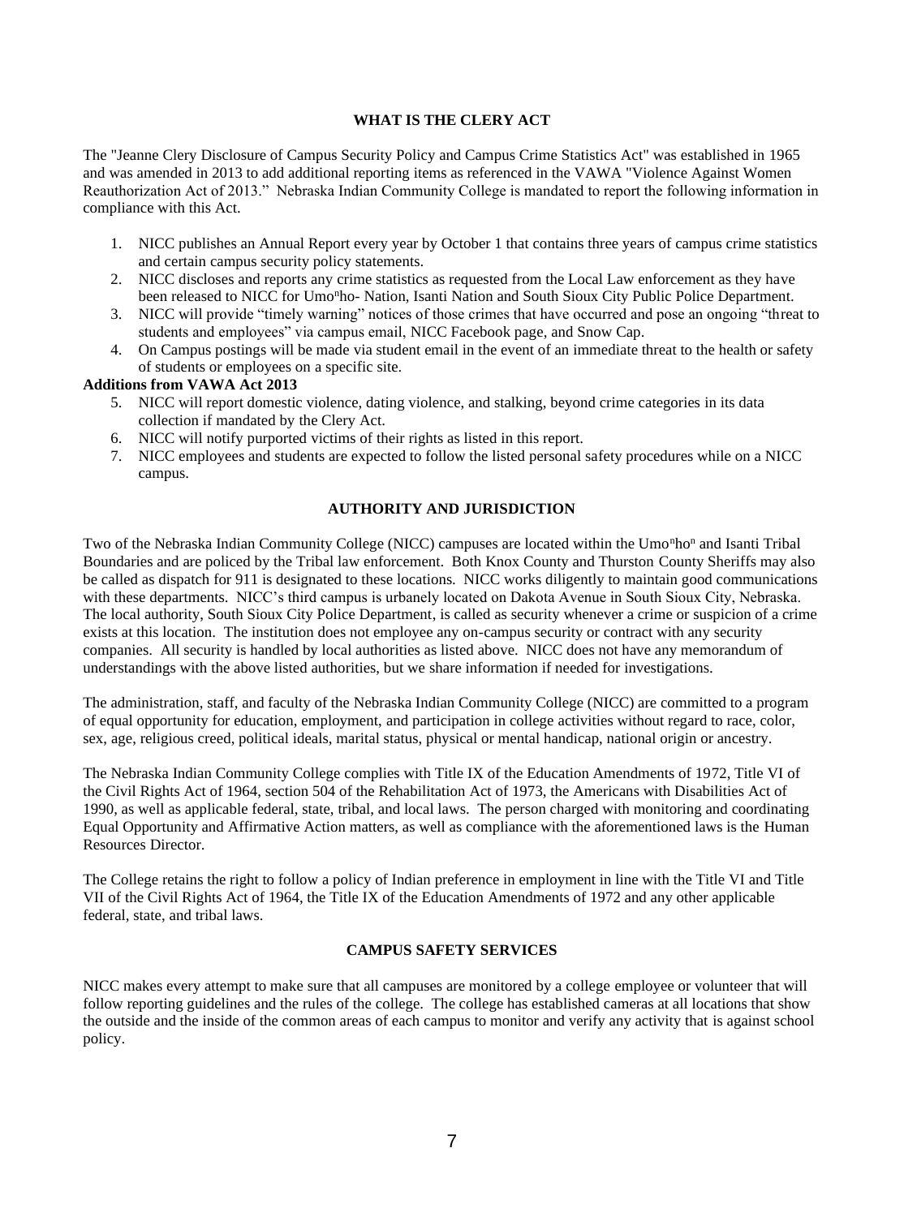## WHAT IS THE CLERY ACT

The "Jeanne Clery Disclosure of Campus Security Policy and Campus Crime Statistics Act" was established in 1965 and was amended in 2013 to add additional reporting items as referenced in the VAWA "Violence Against Women Reauthorization Act of 2013." Nebraska Indian Community College is mandated to report the following information in compliance with this Act.

1. NICC publishes an Annual Report every year by October 1 that contains three years of campus crime statistics and certain campus security policy statements.
2. NICC discloses and reports any crime statistics as requested from the Local Law enforcement as they have been released to NICC for Umo$^n$ho- Nation, Isanti Nation and South Sioux City Public Police Department.
3. NICC will provide "timely warning" notices of those crimes that have occurred and pose an ongoing "threat to students and employees" via campus email, NICC Facebook page, and Snow Cap.
4. On Campus postings will be made via student email in the event of an immediate threat to the health or safety of students or employees on a specific site.

**Additions from VAWA Act 2013**

5. NICC will report domestic violence, dating violence, and stalking, beyond crime categories in its data collection if mandated by the Clery Act.
6. NICC will notify purported victims of their rights as listed in this report.
7. NICC employees and students are expected to follow the listed personal safety procedures while on a NICC campus.

## AUTHORITY AND JURISDICTION

Two of the Nebraska Indian Community College (NICC) campuses are located within the Umo$^n$ho$^n$ and Isanti Tribal Boundaries and are policed by the Tribal law enforcement. Both Knox County and Thurston County Sheriffs may also be called as dispatch for 911 is designated to these locations. NICC works diligently to maintain good communications with these departments. NICC's third campus is urbanely located on Dakota Avenue in South Sioux City, Nebraska. The local authority, South Sioux City Police Department, is called as security whenever a crime or suspicion of a crime exists at this location. The institution does not employee any on-campus security or contract with any security companies. All security is handled by local authorities as listed above. NICC does not have any memorandum of understandings with the above listed authorities, but we share information if needed for investigations.

The administration, staff, and faculty of the Nebraska Indian Community College (NICC) are committed to a program of equal opportunity for education, employment, and participation in college activities without regard to race, color, sex, age, religious creed, political ideals, marital status, physical or mental handicap, national origin or ancestry.

The Nebraska Indian Community College complies with Title IX of the Education Amendments of 1972, Title VI of the Civil Rights Act of 1964, section 504 of the Rehabilitation Act of 1973, the Americans with Disabilities Act of 1990, as well as applicable federal, state, tribal, and local laws. The person charged with monitoring and coordinating Equal Opportunity and Affirmative Action matters, as well as compliance with the aforementioned laws is the Human Resources Director.

The College retains the right to follow a policy of Indian preference in employment in line with the Title VI and Title VII of the Civil Rights Act of 1964, the Title IX of the Education Amendments of 1972 and any other applicable federal, state, and tribal laws.

## CAMPUS SAFETY SERVICES

NICC makes every attempt to make sure that all campuses are monitored by a college employee or volunteer that will follow reporting guidelines and the rules of the college. The college has established cameras at all locations that show the outside and the inside of the common areas of each campus to monitor and verify any activity that is against school policy.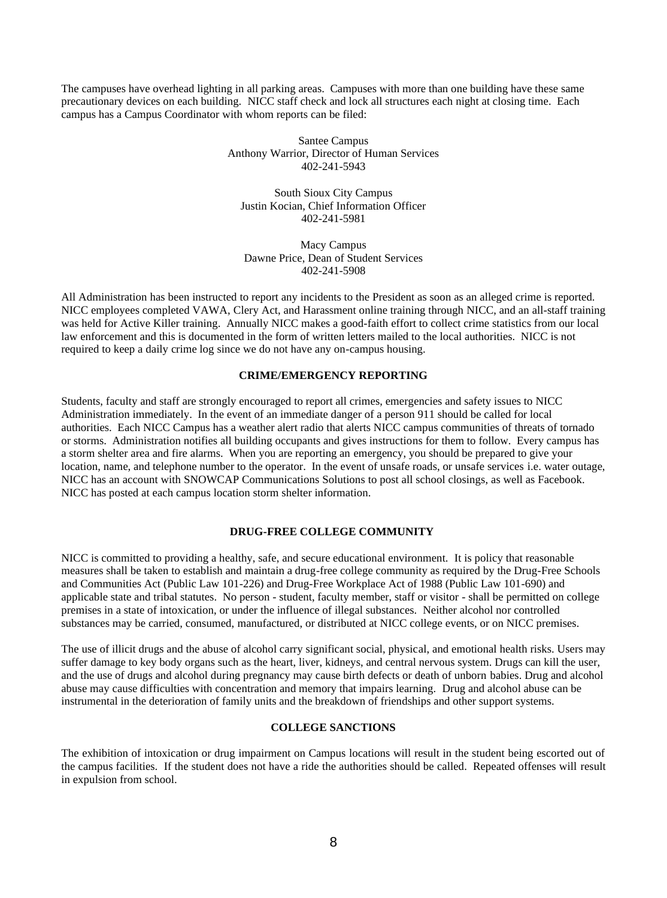The campuses have overhead lighting in all parking areas. Campuses with more than one building have these same precautionary devices on each building. NICC staff check and lock all structures each night at closing time. Each campus has a Campus Coordinator with whom reports can be filed:

Santee Campus  
Anthony Warrior, Director of Human Services  
402-241-5943

South Sioux City Campus  
Justin Kocian, Chief Information Officer  
402-241-5981

Macy Campus  
Dawne Price, Dean of Student Services  
402-241-5908

All Administration has been instructed to report any incidents to the President as soon as an alleged crime is reported. NICC employees completed VAWA, Clery Act, and Harassment online training through NICC, and an all-staff training was held for Active Killer training. Annually NICC makes a good-faith effort to collect crime statistics from our local law enforcement and this is documented in the form of written letters mailed to the local authorities. NICC is not required to keep a daily crime log since we do not have any on-campus housing.

## CRIME/EMERGENCY REPORTING

Students, faculty and staff are strongly encouraged to report all crimes, emergencies and safety issues to NICC Administration immediately. In the event of an immediate danger of a person 911 should be called for local authorities. Each NICC Campus has a weather alert radio that alerts NICC campus communities of threats of tornado or storms. Administration notifies all building occupants and gives instructions for them to follow. Every campus has a storm shelter area and fire alarms. When you are reporting an emergency, you should be prepared to give your location, name, and telephone number to the operator. In the event of unsafe roads, or unsafe services i.e. water outage, NICC has an account with SNOWCAP Communications Solutions to post all school closings, as well as Facebook. NICC has posted at each campus location storm shelter information.

## DRUG-FREE COLLEGE COMMUNITY

NICC is committed to providing a healthy, safe, and secure educational environment. It is policy that reasonable measures shall be taken to establish and maintain a drug-free college community as required by the Drug-Free Schools and Communities Act (Public Law 101-226) and Drug-Free Workplace Act of 1988 (Public Law 101-690) and applicable state and tribal statutes. No person - student, faculty member, staff or visitor - shall be permitted on college premises in a state of intoxication, or under the influence of illegal substances. Neither alcohol nor controlled substances may be carried, consumed, manufactured, or distributed at NICC college events, or on NICC premises.

The use of illicit drugs and the abuse of alcohol carry significant social, physical, and emotional health risks. Users may suffer damage to key body organs such as the heart, liver, kidneys, and central nervous system. Drugs can kill the user, and the use of drugs and alcohol during pregnancy may cause birth defects or death of unborn babies. Drug and alcohol abuse may cause difficulties with concentration and memory that impairs learning. Drug and alcohol abuse can be instrumental in the deterioration of family units and the breakdown of friendships and other support systems.

## COLLEGE SANCTIONS

The exhibition of intoxication or drug impairment on Campus locations will result in the student being escorted out of the campus facilities. If the student does not have a ride the authorities should be called. Repeated offenses will result in expulsion from school.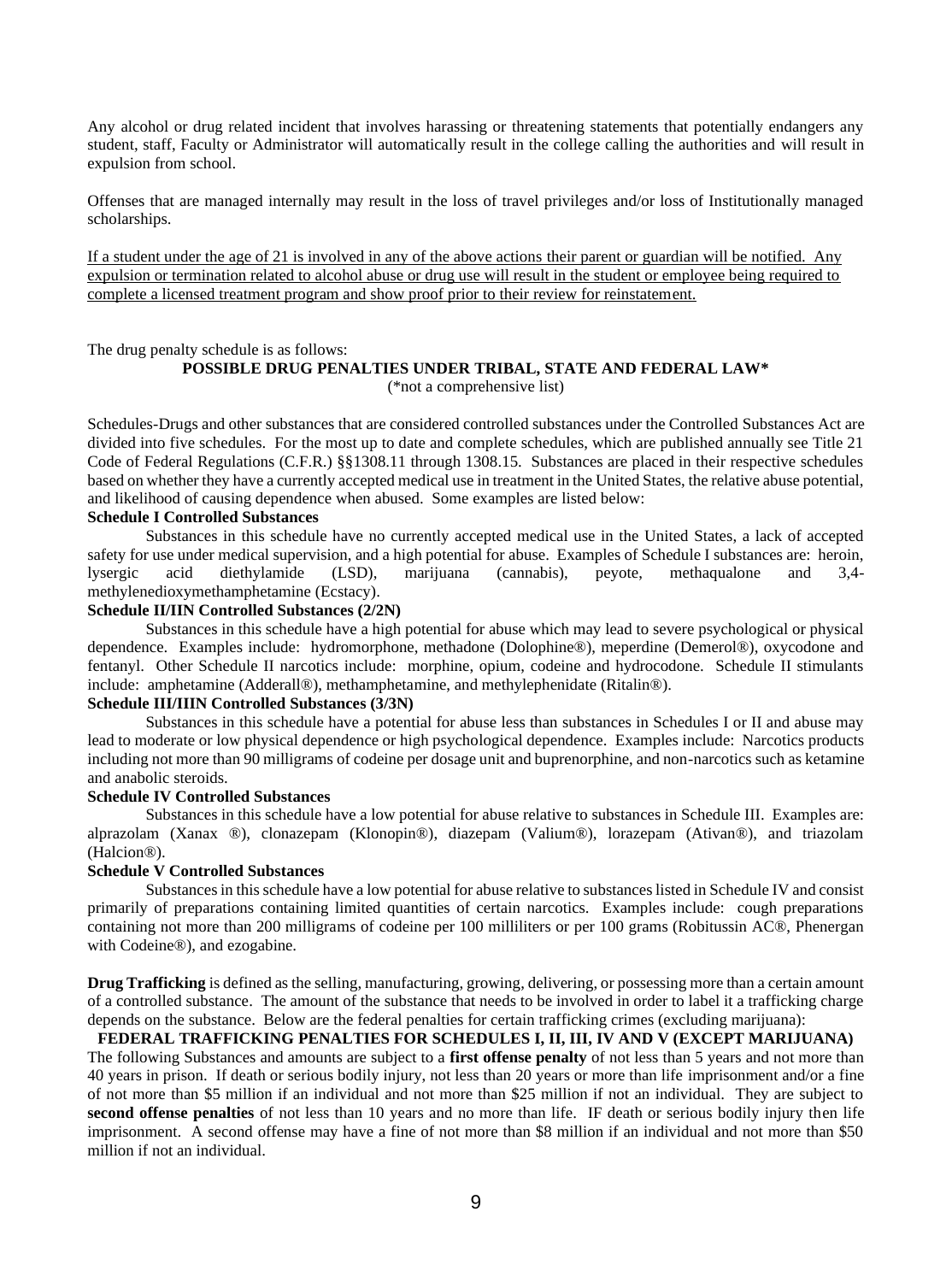Any alcohol or drug related incident that involves harassing or threatening statements that potentially endangers any student, staff, Faculty or Administrator will automatically result in the college calling the authorities and will result in expulsion from school.

Offenses that are managed internally may result in the loss of travel privileges and/or loss of Institutionally managed scholarships.

<u>If a student under the age of 21 is involved in any of the above actions their parent or guardian will be notified. Any expulsion or termination related to alcohol abuse or drug use will result in the student or employee being required to complete a licensed treatment program and show proof prior to their review for reinstatement.</u>

The drug penalty schedule is as follows:

**POSSIBLE DRUG PENALTIES UNDER TRIBAL, STATE AND FEDERAL LAW***

(*not a comprehensive list)

Schedules-Drugs and other substances that are considered controlled substances under the Controlled Substances Act are divided into five schedules. For the most up to date and complete schedules, which are published annually see Title 21 Code of Federal Regulations (C.F.R.) §§1308.11 through 1308.15. Substances are placed in their respective schedules based on whether they have a currently accepted medical use in treatment in the United States, the relative abuse potential, and likelihood of causing dependence when abused. Some examples are listed below:

**Schedule I Controlled Substances**

Substances in this schedule have no currently accepted medical use in the United States, a lack of accepted safety for use under medical supervision, and a high potential for abuse. Examples of Schedule I substances are: heroin, lysergic acid diethylamide (LSD), marijuana (cannabis), peyote, methaqualone and 3,4-methylenedioxymethamphetamine (Ecstacy).

**Schedule II/IIN Controlled Substances (2/2N)**

Substances in this schedule have a high potential for abuse which may lead to severe psychological or physical dependence. Examples include: hydromorphone, methadone (Dolophine®), meperdine (Demerol®), oxycodone and fentanyl. Other Schedule II narcotics include: morphine, opium, codeine and hydrocodone. Schedule II stimulants include: amphetamine (Adderall®), methamphetamine, and methylephenidate (Ritalin®).

**Schedule III/IIIN Controlled Substances (3/3N)**

Substances in this schedule have a potential for abuse less than substances in Schedules I or II and abuse may lead to moderate or low physical dependence or high psychological dependence. Examples include: Narcotics products including not more than 90 milligrams of codeine per dosage unit and buprenorphine, and non-narcotics such as ketamine and anabolic steroids.

**Schedule IV Controlled Substances**

Substances in this schedule have a low potential for abuse relative to substances in Schedule III. Examples are: alprazolam (Xanax ®), clonazepam (Klonopin®), diazepam (Valium®), lorazepam (Ativan®), and triazolam (Halcion®).

**Schedule V Controlled Substances**

Substances in this schedule have a low potential for abuse relative to substances listed in Schedule IV and consist primarily of preparations containing limited quantities of certain narcotics. Examples include: cough preparations containing not more than 200 milligrams of codeine per 100 milliliters or per 100 grams (Robitussin AC®, Phenergan with Codeine®), and ezogabine.

**Drug Trafficking** is defined as the selling, manufacturing, growing, delivering, or possessing more than a certain amount of a controlled substance. The amount of the substance that needs to be involved in order to label it a trafficking charge depends on the substance. Below are the federal penalties for certain trafficking crimes (excluding marijuana):

**FEDERAL TRAFFICKING PENALTIES FOR SCHEDULES I, II, III, IV AND V (EXCEPT MARIJUANA)**

The following Substances and amounts are subject to a **first offense penalty** of not less than 5 years and not more than 40 years in prison. If death or serious bodily injury, not less than 20 years or more than life imprisonment and/or a fine of not more than $5 million if an individual and not more than $25 million if not an individual. They are subject to **second offense penalties** of not less than 10 years and no more than life. IF death or serious bodily injury then life imprisonment. A second offense may have a fine of not more than $8 million if an individual and not more than $50 million if not an individual.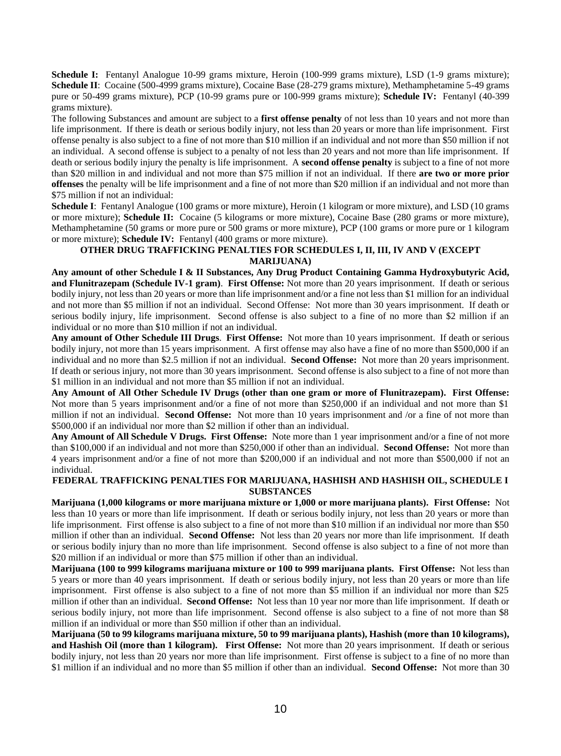**Schedule I:** Fentanyl Analogue 10-99 grams mixture, Heroin (100-999 grams mixture), LSD (1-9 grams mixture); **Schedule II**: Cocaine (500-4999 grams mixture), Cocaine Base (28-279 grams mixture), Methamphetamine 5-49 grams pure or 50-499 grams mixture), PCP (10-99 grams pure or 100-999 grams mixture); **Schedule IV:** Fentanyl (40-399 grams mixture).

The following Substances and amount are subject to a **first offense penalty** of not less than 10 years and not more than life imprisonment. If there is death or serious bodily injury, not less than 20 years or more than life imprisonment. First offense penalty is also subject to a fine of not more than $10 million if an individual and not more than $50 million if not an individual. A second offense is subject to a penalty of not less than 20 years and not more than life imprisonment. If death or serious bodily injury the penalty is life imprisonment. A **second offense penalty** is subject to a fine of not more than $20 million in and individual and not more than $75 million if not an individual. If there **are two or more prior offenses** the penalty will be life imprisonment and a fine of not more than $20 million if an individual and not more than $75 million if not an individual:

**Schedule I**: Fentanyl Analogue (100 grams or more mixture), Heroin (1 kilogram or more mixture), and LSD (10 grams or more mixture); **Schedule II:** Cocaine (5 kilograms or more mixture), Cocaine Base (280 grams or more mixture), Methamphetamine (50 grams or more pure or 500 grams or more mixture), PCP (100 grams or more pure or 1 kilogram or more mixture); **Schedule IV:** Fentanyl (400 grams or more mixture).

**OTHER DRUG TRAFFICKING PENALTIES FOR SCHEDULES I, II, III, IV AND V (EXCEPT MARIJUANA)**

**Any amount of other Schedule I & II Substances, Any Drug Product Containing Gamma Hydroxybutyric Acid, and Flunitrazepam (Schedule IV-1 gram)**. **First Offense:** Not more than 20 years imprisonment. If death or serious bodily injury, not less than 20 years or more than life imprisonment and/or a fine not less than $1 million for an individual and not more than $5 million if not an individual. Second Offense: Not more than 30 years imprisonment. If death or serious bodily injury, life imprisonment. Second offense is also subject to a fine of no more than $2 million if an individual or no more than $10 million if not an individual.

**Any amount of Other Schedule III Drugs**. **First Offense:** Not more than 10 years imprisonment. If death or serious bodily injury, not more than 15 years imprisonment. A first offense may also have a fine of no more than $500,000 if an individual and no more than $2.5 million if not an individual. **Second Offense:** Not more than 20 years imprisonment. If death or serious injury, not more than 30 years imprisonment. Second offense is also subject to a fine of not more than $1 million in an individual and not more than $5 million if not an individual.

**Any Amount of All Other Schedule IV Drugs (other than one gram or more of Flunitrazepam). First Offense:** Not more than 5 years imprisonment and/or a fine of not more than $250,000 if an individual and not more than $1 million if not an individual. **Second Offense:** Not more than 10 years imprisonment and /or a fine of not more than $500,000 if an individual nor more than $2 million if other than an individual.

**Any Amount of All Schedule V Drugs. First Offense:** Note more than 1 year imprisonment and/or a fine of not more than $100,000 if an individual and not more than $250,000 if other than an individual. **Second Offense:** Not more than 4 years imprisonment and/or a fine of not more than $200,000 if an individual and not more than $500,000 if not an individual.

**FEDERAL TRAFFICKING PENALTIES FOR MARIJUANA, HASHISH AND HASHISH OIL, SCHEDULE I SUBSTANCES**

**Marijuana (1,000 kilograms or more marijuana mixture or 1,000 or more marijuana plants). First Offense:** Not less than 10 years or more than life imprisonment. If death or serious bodily injury, not less than 20 years or more than life imprisonment. First offense is also subject to a fine of not more than $10 million if an individual nor more than $50 million if other than an individual. **Second Offense:** Not less than 20 years nor more than life imprisonment. If death or serious bodily injury than no more than life imprisonment. Second offense is also subject to a fine of not more than $20 million if an individual or more than $75 million if other than an individual.

**Marijuana (100 to 999 kilograms marijuana mixture or 100 to 999 marijuana plants. First Offense:** Not less than 5 years or more than 40 years imprisonment. If death or serious bodily injury, not less than 20 years or more than life imprisonment. First offense is also subject to a fine of not more than $5 million if an individual nor more than $25 million if other than an individual. **Second Offense:** Not less than 10 year nor more than life imprisonment. If death or serious bodily injury, not more than life imprisonment. Second offense is also subject to a fine of not more than $8 million if an individual or more than $50 million if other than an individual.

**Marijuana (50 to 99 kilograms marijuana mixture, 50 to 99 marijuana plants), Hashish (more than 10 kilograms), and Hashish Oil (more than 1 kilogram). First Offense:** Not more than 20 years imprisonment. If death or serious bodily injury, not less than 20 years nor more than life imprisonment. First offense is subject to a fine of no more than $1 million if an individual and no more than $5 million if other than an individual. **Second Offense:** Not more than 30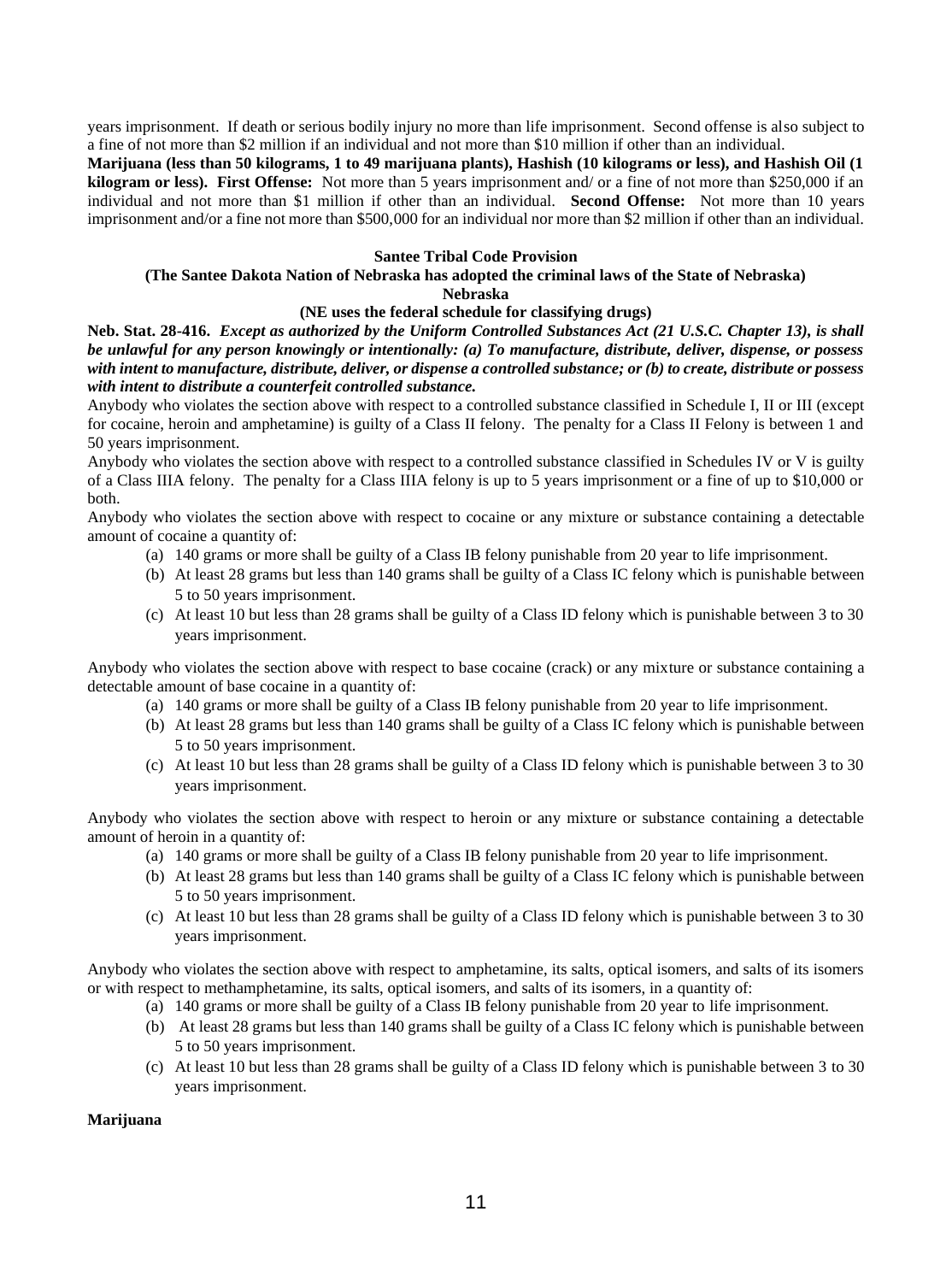years imprisonment. If death or serious bodily injury no more than life imprisonment. Second offense is also subject to a fine of not more than $2 million if an individual and not more than $10 million if other than an individual.

**Marijuana (less than 50 kilograms, 1 to 49 marijuana plants), Hashish (10 kilograms or less), and Hashish Oil (1 kilogram or less). First Offense:** Not more than 5 years imprisonment and/ or a fine of not more than $250,000 if an individual and not more than $1 million if other than an individual. **Second Offense:** Not more than 10 years imprisonment and/or a fine not more than $500,000 for an individual nor more than $2 million if other than an individual.

**Santee Tribal Code Provision**

**(The Santee Dakota Nation of Nebraska has adopted the criminal laws of the State of Nebraska)**

**Nebraska**

**(NE uses the federal schedule for classifying drugs)**

**Neb. Stat. 28-416.** ***Except as authorized by the Uniform Controlled Substances Act (21 U.S.C. Chapter 13), is shall be unlawful for any person knowingly or intentionally: (a) To manufacture, distribute, deliver, dispense, or possess with intent to manufacture, distribute, deliver, or dispense a controlled substance; or (b) to create, distribute or possess with intent to distribute a counterfeit controlled substance.***

Anybody who violates the section above with respect to a controlled substance classified in Schedule I, II or III (except for cocaine, heroin and amphetamine) is guilty of a Class II felony. The penalty for a Class II Felony is between 1 and 50 years imprisonment.

Anybody who violates the section above with respect to a controlled substance classified in Schedules IV or V is guilty of a Class IIIA felony. The penalty for a Class IIIA felony is up to 5 years imprisonment or a fine of up to $10,000 or both.

Anybody who violates the section above with respect to cocaine or any mixture or substance containing a detectable amount of cocaine a quantity of:

(a) 140 grams or more shall be guilty of a Class IB felony punishable from 20 year to life imprisonment.
(b) At least 28 grams but less than 140 grams shall be guilty of a Class IC felony which is punishable between 5 to 50 years imprisonment.
(c) At least 10 but less than 28 grams shall be guilty of a Class ID felony which is punishable between 3 to 30 years imprisonment.

Anybody who violates the section above with respect to base cocaine (crack) or any mixture or substance containing a detectable amount of base cocaine in a quantity of:

(a) 140 grams or more shall be guilty of a Class IB felony punishable from 20 year to life imprisonment.
(b) At least 28 grams but less than 140 grams shall be guilty of a Class IC felony which is punishable between 5 to 50 years imprisonment.
(c) At least 10 but less than 28 grams shall be guilty of a Class ID felony which is punishable between 3 to 30 years imprisonment.

Anybody who violates the section above with respect to heroin or any mixture or substance containing a detectable amount of heroin in a quantity of:

(a) 140 grams or more shall be guilty of a Class IB felony punishable from 20 year to life imprisonment.
(b) At least 28 grams but less than 140 grams shall be guilty of a Class IC felony which is punishable between 5 to 50 years imprisonment.
(c) At least 10 but less than 28 grams shall be guilty of a Class ID felony which is punishable between 3 to 30 years imprisonment.

Anybody who violates the section above with respect to amphetamine, its salts, optical isomers, and salts of its isomers or with respect to methamphetamine, its salts, optical isomers, and salts of its isomers, in a quantity of:

(a) 140 grams or more shall be guilty of a Class IB felony punishable from 20 year to life imprisonment.
(b) At least 28 grams but less than 140 grams shall be guilty of a Class IC felony which is punishable between 5 to 50 years imprisonment.
(c) At least 10 but less than 28 grams shall be guilty of a Class ID felony which is punishable between 3 to 30 years imprisonment.

**Marijuana**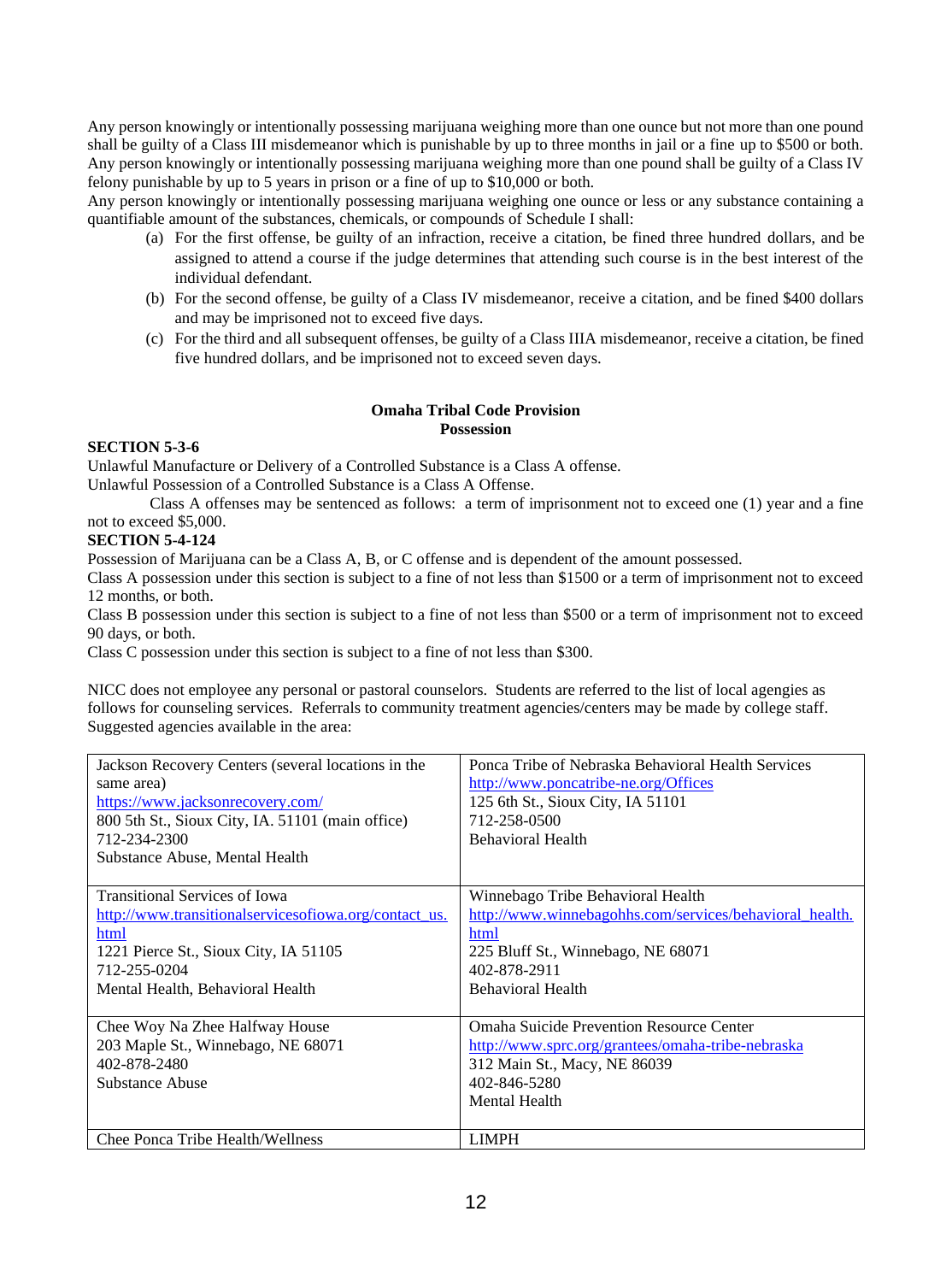Any person knowingly or intentionally possessing marijuana weighing more than one ounce but not more than one pound shall be guilty of a Class III misdemeanor which is punishable by up to three months in jail or a fine up to $500 or both. Any person knowingly or intentionally possessing marijuana weighing more than one pound shall be guilty of a Class IV felony punishable by up to 5 years in prison or a fine of up to $10,000 or both.
Any person knowingly or intentionally possessing marijuana weighing one ounce or less or any substance containing a quantifiable amount of the substances, chemicals, or compounds of Schedule I shall:

(a) For the first offense, be guilty of an infraction, receive a citation, be fined three hundred dollars, and be assigned to attend a course if the judge determines that attending such course is in the best interest of the individual defendant.
(b) For the second offense, be guilty of a Class IV misdemeanor, receive a citation, and be fined $400 dollars and may be imprisoned not to exceed five days.
(c) For the third and all subsequent offenses, be guilty of a Class IIIA misdemeanor, receive a citation, be fined five hundred dollars, and be imprisoned not to exceed seven days.

**Omaha Tribal Code Provision**
**Possession**

**SECTION 5-3-6**

Unlawful Manufacture or Delivery of a Controlled Substance is a Class A offense.
Unlawful Possession of a Controlled Substance is a Class A Offense.
Class A offenses may be sentenced as follows: a term of imprisonment not to exceed one (1) year and a fine not to exceed $5,000.

**SECTION 5-4-124**

Possession of Marijuana can be a Class A, B, or C offense and is dependent of the amount possessed.
Class A possession under this section is subject to a fine of not less than $1500 or a term of imprisonment not to exceed 12 months, or both.
Class B possession under this section is subject to a fine of not less than $500 or a term of imprisonment not to exceed 90 days, or both.
Class C possession under this section is subject to a fine of not less than $300.

NICC does not employee any personal or pastoral counselors. Students are referred to the list of local agengies as follows for counseling services. Referrals to community treatment agencies/centers may be made by college staff. Suggested agencies available in the area:

| | |
|---|---|
| Jackson Recovery Centers (several locations in the same area)<br>https://www.jacksonrecovery.com/<br>800 5th St., Sioux City, IA. 51101 (main office)<br>712-234-2300<br>Substance Abuse, Mental Health | Ponca Tribe of Nebraska Behavioral Health Services<br>http://www.poncatribe-ne.org/Offices<br>125 6th St., Sioux City, IA 51101<br>712-258-0500<br>Behavioral Health |
| Transitional Services of Iowa<br>http://www.transitionalservicesofiowa.org/contact_us.html<br>1221 Pierce St., Sioux City, IA 51105<br>712-255-0204<br>Mental Health, Behavioral Health | Winnebago Tribe Behavioral Health<br>http://www.winnebagohhs.com/services/behavioral_health.html<br>225 Bluff St., Winnebago, NE 68071<br>402-878-2911<br>Behavioral Health |
| Chee Woy Na Zhee Halfway House<br>203 Maple St., Winnebago, NE 68071<br>402-878-2480<br>Substance Abuse | Omaha Suicide Prevention Resource Center<br>http://www.sprc.org/grantees/omaha-tribe-nebraska<br>312 Main St., Macy, NE 86039<br>402-846-5280<br>Mental Health |
| Chee Ponca Tribe Health/Wellness | LIMPH |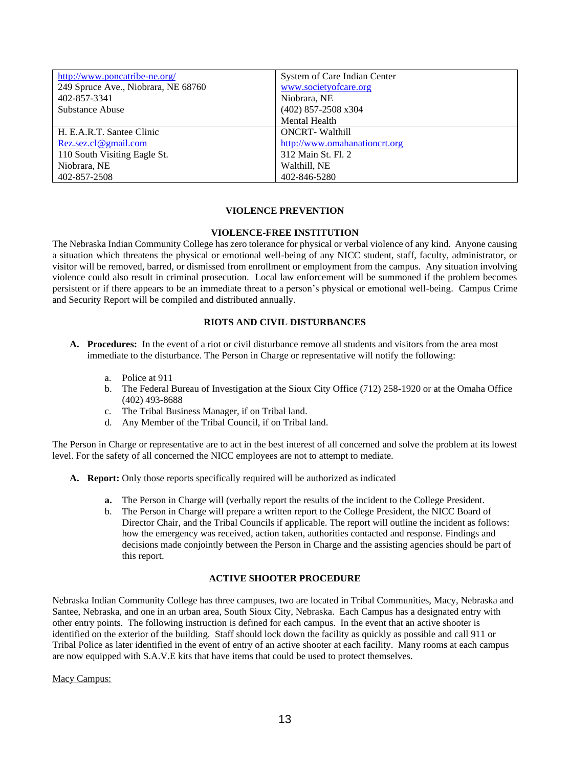| http://www.poncatribe-ne.org/<br>249 Spruce Ave., Niobrara, NE 68760<br>402-857-3341<br>Substance Abuse | System of Care Indian Center<br>www.societyofcare.org<br>Niobrara, NE<br>(402) 857-2508 x304<br>Mental Health |
|---|---|
| H. E.A.R.T. Santee Clinic<br>Rez.sez.cl@gmail.com<br>110 South Visiting Eagle St.<br>Niobrara, NE<br>402-857-2508 | ONCRT- Walthill<br>http://www.omahanationcrt.org<br>312 Main St. Fl. 2<br>Walthill, NE<br>402-846-5280 |

## VIOLENCE PREVENTION

### VIOLENCE-FREE INSTITUTION

The Nebraska Indian Community College has zero tolerance for physical or verbal violence of any kind. Anyone causing a situation which threatens the physical or emotional well-being of any NICC student, staff, faculty, administrator, or visitor will be removed, barred, or dismissed from enrollment or employment from the campus. Any situation involving violence could also result in criminal prosecution. Local law enforcement will be summoned if the problem becomes persistent or if there appears to be an immediate threat to a person's physical or emotional well-being. Campus Crime and Security Report will be compiled and distributed annually.

### RIOTS AND CIVIL DISTURBANCES

**A. Procedures:** In the event of a riot or civil disturbance remove all students and visitors from the area most immediate to the disturbance. The Person in Charge or representative will notify the following:

a. Police at 911
b. The Federal Bureau of Investigation at the Sioux City Office (712) 258-1920 or at the Omaha Office (402) 493-8688
c. The Tribal Business Manager, if on Tribal land.
d. Any Member of the Tribal Council, if on Tribal land.

The Person in Charge or representative are to act in the best interest of all concerned and solve the problem at its lowest level. For the safety of all concerned the NICC employees are not to attempt to mediate.

**A. Report:** Only those reports specifically required will be authorized as indicated

**a.** The Person in Charge will (verbally report the results of the incident to the College President.
b. The Person in Charge will prepare a written report to the College President, the NICC Board of Director Chair, and the Tribal Councils if applicable. The report will outline the incident as follows: how the emergency was received, action taken, authorities contacted and response. Findings and decisions made conjointly between the Person in Charge and the assisting agencies should be part of this report.

### ACTIVE SHOOTER PROCEDURE

Nebraska Indian Community College has three campuses, two are located in Tribal Communities, Macy, Nebraska and Santee, Nebraska, and one in an urban area, South Sioux City, Nebraska. Each Campus has a designated entry with other entry points. The following instruction is defined for each campus. In the event that an active shooter is identified on the exterior of the building. Staff should lock down the facility as quickly as possible and call 911 or Tribal Police as later identified in the event of entry of an active shooter at each facility. Many rooms at each campus are now equipped with S.A.V.E kits that have items that could be used to protect themselves.

Macy Campus: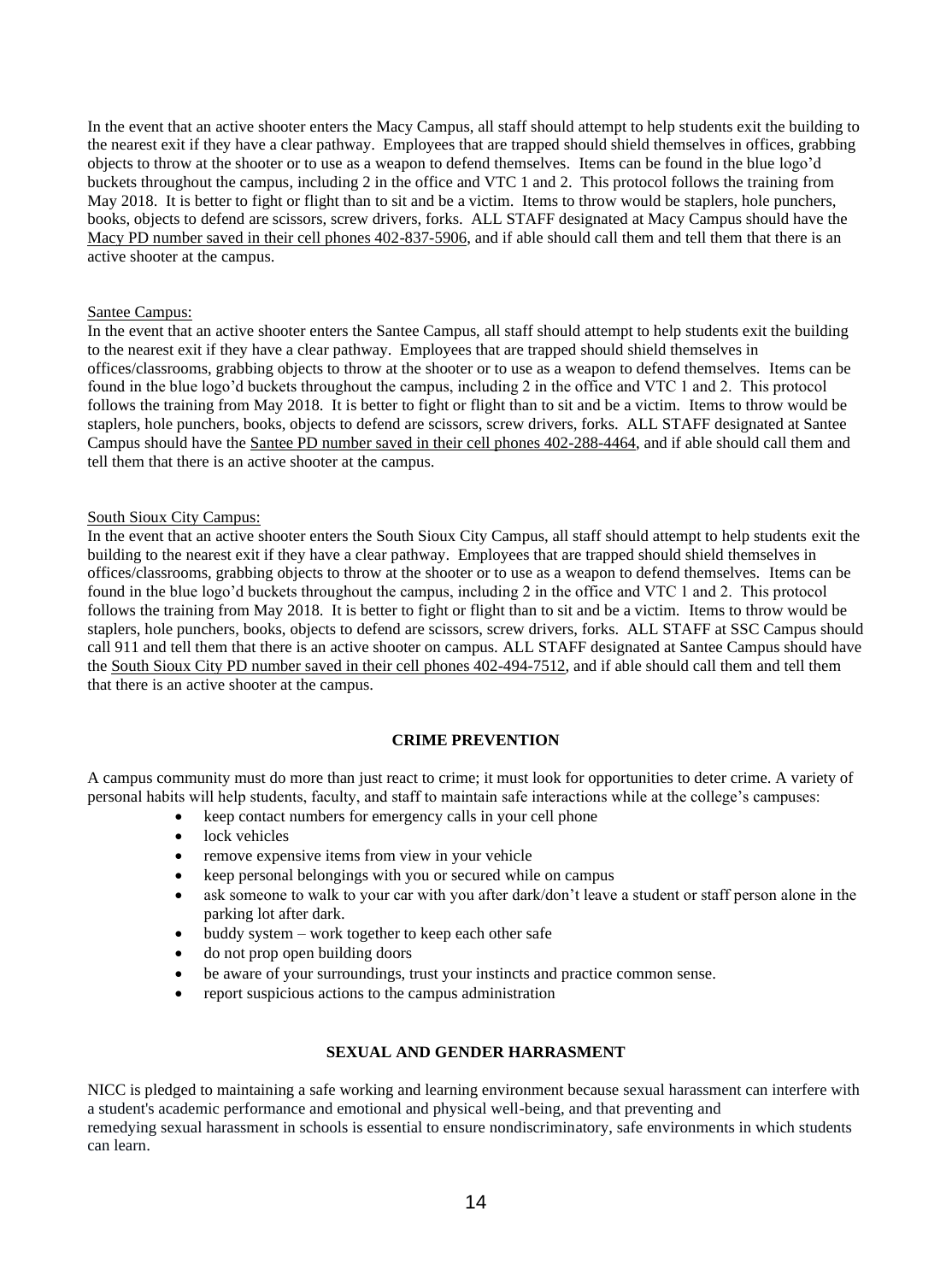In the event that an active shooter enters the Macy Campus, all staff should attempt to help students exit the building to the nearest exit if they have a clear pathway. Employees that are trapped should shield themselves in offices, grabbing objects to throw at the shooter or to use as a weapon to defend themselves. Items can be found in the blue logo'd buckets throughout the campus, including 2 in the office and VTC 1 and 2. This protocol follows the training from May 2018. It is better to fight or flight than to sit and be a victim. Items to throw would be staplers, hole punchers, books, objects to defend are scissors, screw drivers, forks. ALL STAFF designated at Macy Campus should have the Macy PD number saved in their cell phones 402-837-5906, and if able should call them and tell them that there is an active shooter at the campus.

Santee Campus:

In the event that an active shooter enters the Santee Campus, all staff should attempt to help students exit the building to the nearest exit if they have a clear pathway. Employees that are trapped should shield themselves in offices/classrooms, grabbing objects to throw at the shooter or to use as a weapon to defend themselves. Items can be found in the blue logo'd buckets throughout the campus, including 2 in the office and VTC 1 and 2. This protocol follows the training from May 2018. It is better to fight or flight than to sit and be a victim. Items to throw would be staplers, hole punchers, books, objects to defend are scissors, screw drivers, forks. ALL STAFF designated at Santee Campus should have the Santee PD number saved in their cell phones 402-288-4464, and if able should call them and tell them that there is an active shooter at the campus.

South Sioux City Campus:

In the event that an active shooter enters the South Sioux City Campus, all staff should attempt to help students exit the building to the nearest exit if they have a clear pathway. Employees that are trapped should shield themselves in offices/classrooms, grabbing objects to throw at the shooter or to use as a weapon to defend themselves. Items can be found in the blue logo'd buckets throughout the campus, including 2 in the office and VTC 1 and 2. This protocol follows the training from May 2018. It is better to fight or flight than to sit and be a victim. Items to throw would be staplers, hole punchers, books, objects to defend are scissors, screw drivers, forks. ALL STAFF at SSC Campus should call 911 and tell them that there is an active shooter on campus. ALL STAFF designated at Santee Campus should have the South Sioux City PD number saved in their cell phones 402-494-7512, and if able should call them and tell them that there is an active shooter at the campus.

## CRIME PREVENTION

A campus community must do more than just react to crime; it must look for opportunities to deter crime. A variety of personal habits will help students, faculty, and staff to maintain safe interactions while at the college's campuses:

- keep contact numbers for emergency calls in your cell phone
- lock vehicles
- remove expensive items from view in your vehicle
- keep personal belongings with you or secured while on campus
- ask someone to walk to your car with you after dark/don't leave a student or staff person alone in the parking lot after dark.
- buddy system – work together to keep each other safe
- do not prop open building doors
- be aware of your surroundings, trust your instincts and practice common sense.
- report suspicious actions to the campus administration

## SEXUAL AND GENDER HARRASMENT

NICC is pledged to maintaining a safe working and learning environment because sexual harassment can interfere with a student's academic performance and emotional and physical well-being, and that preventing and remedying sexual harassment in schools is essential to ensure nondiscriminatory, safe environments in which students can learn.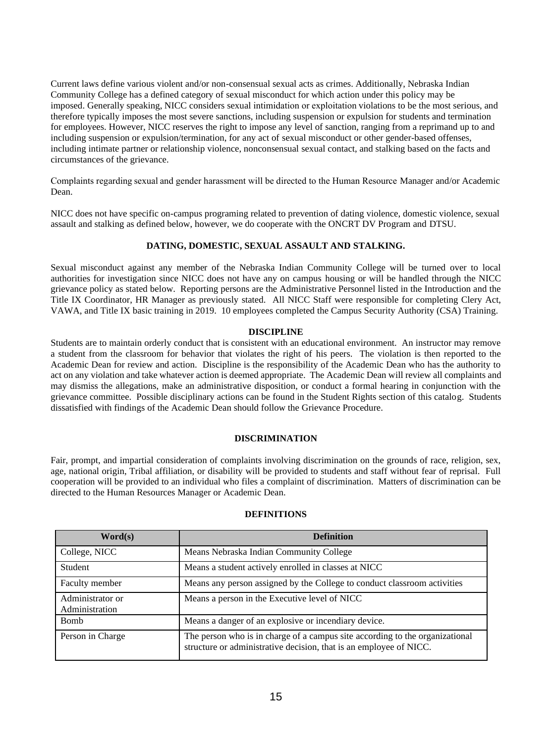Current laws define various violent and/or non-consensual sexual acts as crimes. Additionally, Nebraska Indian Community College has a defined category of sexual misconduct for which action under this policy may be imposed. Generally speaking, NICC considers sexual intimidation or exploitation violations to be the most serious, and therefore typically imposes the most severe sanctions, including suspension or expulsion for students and termination for employees. However, NICC reserves the right to impose any level of sanction, ranging from a reprimand up to and including suspension or expulsion/termination, for any act of sexual misconduct or other gender-based offenses, including intimate partner or relationship violence, nonconsensual sexual contact, and stalking based on the facts and circumstances of the grievance.

Complaints regarding sexual and gender harassment will be directed to the Human Resource Manager and/or Academic Dean.

NICC does not have specific on-campus programing related to prevention of dating violence, domestic violence, sexual assault and stalking as defined below, however, we do cooperate with the ONCRT DV Program and DTSU.

## DATING, DOMESTIC, SEXUAL ASSAULT AND STALKING.

Sexual misconduct against any member of the Nebraska Indian Community College will be turned over to local authorities for investigation since NICC does not have any on campus housing or will be handled through the NICC grievance policy as stated below. Reporting persons are the Administrative Personnel listed in the Introduction and the Title IX Coordinator, HR Manager as previously stated. All NICC Staff were responsible for completing Clery Act, VAWA, and Title IX basic training in 2019. 10 employees completed the Campus Security Authority (CSA) Training.

## DISCIPLINE

Students are to maintain orderly conduct that is consistent with an educational environment. An instructor may remove a student from the classroom for behavior that violates the right of his peers. The violation is then reported to the Academic Dean for review and action. Discipline is the responsibility of the Academic Dean who has the authority to act on any violation and take whatever action is deemed appropriate. The Academic Dean will review all complaints and may dismiss the allegations, make an administrative disposition, or conduct a formal hearing in conjunction with the grievance committee. Possible disciplinary actions can be found in the Student Rights section of this catalog. Students dissatisfied with findings of the Academic Dean should follow the Grievance Procedure.

## DISCRIMINATION

Fair, prompt, and impartial consideration of complaints involving discrimination on the grounds of race, religion, sex, age, national origin, Tribal affiliation, or disability will be provided to students and staff without fear of reprisal. Full cooperation will be provided to an individual who files a complaint of discrimination. Matters of discrimination can be directed to the Human Resources Manager or Academic Dean.

## DEFINITIONS

| Word(s) | Definition |
|---|---|
| College, NICC | Means Nebraska Indian Community College |
| Student | Means a student actively enrolled in classes at NICC |
| Faculty member | Means any person assigned by the College to conduct classroom activities |
| Administrator or Administration | Means a person in the Executive level of NICC |
| Bomb | Means a danger of an explosive or incendiary device. |
| Person in Charge | The person who is in charge of a campus site according to the organizational structure or administrative decision, that is an employee of NICC. |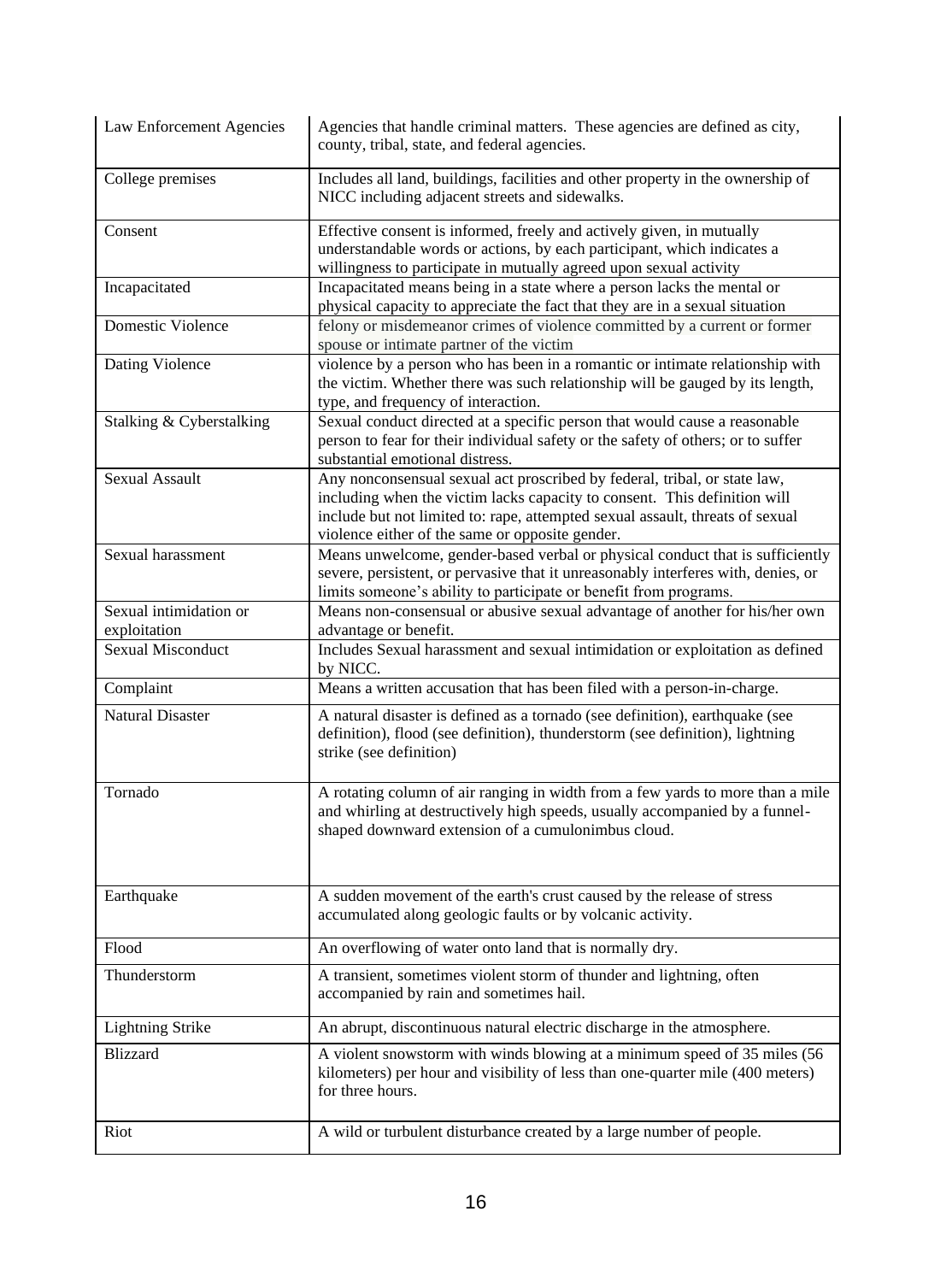| | |
|---|---|
| Law Enforcement Agencies | Agencies that handle criminal matters. These agencies are defined as city, county, tribal, state, and federal agencies. |
| College premises | Includes all land, buildings, facilities and other property in the ownership of NICC including adjacent streets and sidewalks. |
| Consent | Effective consent is informed, freely and actively given, in mutually understandable words or actions, by each participant, which indicates a willingness to participate in mutually agreed upon sexual activity |
| Incapacitated | Incapacitated means being in a state where a person lacks the mental or physical capacity to appreciate the fact that they are in a sexual situation |
| Domestic Violence | felony or misdemeanor crimes of violence committed by a current or former spouse or intimate partner of the victim |
| Dating Violence | violence by a person who has been in a romantic or intimate relationship with the victim. Whether there was such relationship will be gauged by its length, type, and frequency of interaction. |
| Stalking & Cyberstalking | Sexual conduct directed at a specific person that would cause a reasonable person to fear for their individual safety or the safety of others; or to suffer substantial emotional distress. |
| Sexual Assault | Any nonconsensual sexual act proscribed by federal, tribal, or state law, including when the victim lacks capacity to consent. This definition will include but not limited to: rape, attempted sexual assault, threats of sexual violence either of the same or opposite gender. |
| Sexual harassment | Means unwelcome, gender-based verbal or physical conduct that is sufficiently severe, persistent, or pervasive that it unreasonably interferes with, denies, or limits someone's ability to participate or benefit from programs. |
| Sexual intimidation or exploitation | Means non-consensual or abusive sexual advantage of another for his/her own advantage or benefit. |
| Sexual Misconduct | Includes Sexual harassment and sexual intimidation or exploitation as defined by NICC. |
| Complaint | Means a written accusation that has been filed with a person-in-charge. |
| Natural Disaster | A natural disaster is defined as a tornado (see definition), earthquake (see definition), flood (see definition), thunderstorm (see definition), lightning strike (see definition) |
| Tornado | A rotating column of air ranging in width from a few yards to more than a mile and whirling at destructively high speeds, usually accompanied by a funnel-shaped downward extension of a cumulonimbus cloud. |
| Earthquake | A sudden movement of the earth's crust caused by the release of stress accumulated along geologic faults or by volcanic activity. |
| Flood | An overflowing of water onto land that is normally dry. |
| Thunderstorm | A transient, sometimes violent storm of thunder and lightning, often accompanied by rain and sometimes hail. |
| Lightning Strike | An abrupt, discontinuous natural electric discharge in the atmosphere. |
| Blizzard | A violent snowstorm with winds blowing at a minimum speed of 35 miles (56 kilometers) per hour and visibility of less than one-quarter mile (400 meters) for three hours. |
| Riot | A wild or turbulent disturbance created by a large number of people. |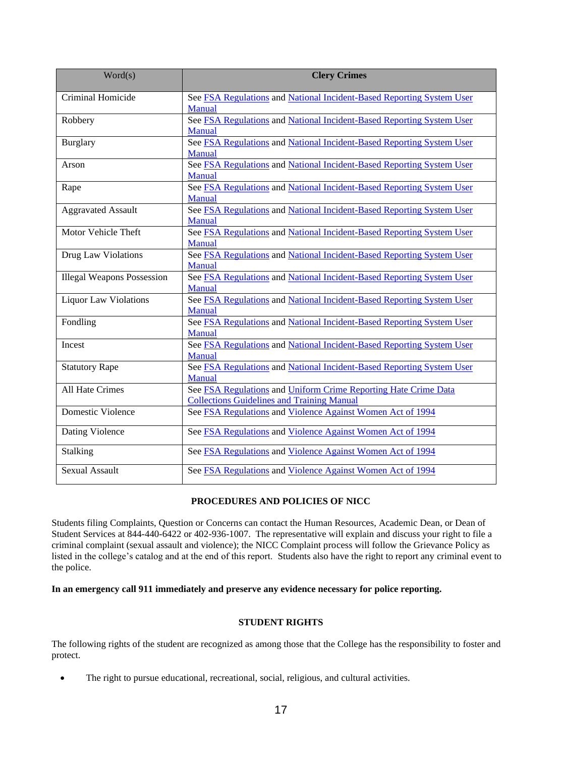| Word(s) | **Clery Crimes** |
|---|---|
| Criminal Homicide | See FSA Regulations and National Incident-Based Reporting System User Manual |
| Robbery | See FSA Regulations and National Incident-Based Reporting System User Manual |
| Burglary | See FSA Regulations and National Incident-Based Reporting System User Manual |
| Arson | See FSA Regulations and National Incident-Based Reporting System User Manual |
| Rape | See FSA Regulations and National Incident-Based Reporting System User Manual |
| Aggravated Assault | See FSA Regulations and National Incident-Based Reporting System User Manual |
| Motor Vehicle Theft | See FSA Regulations and National Incident-Based Reporting System User Manual |
| Drug Law Violations | See FSA Regulations and National Incident-Based Reporting System User Manual |
| Illegal Weapons Possession | See FSA Regulations and National Incident-Based Reporting System User Manual |
| Liquor Law Violations | See FSA Regulations and National Incident-Based Reporting System User Manual |
| Fondling | See FSA Regulations and National Incident-Based Reporting System User Manual |
| Incest | See FSA Regulations and National Incident-Based Reporting System User Manual |
| Statutory Rape | See FSA Regulations and National Incident-Based Reporting System User Manual |
| All Hate Crimes | See FSA Regulations and Uniform Crime Reporting Hate Crime Data Collections Guidelines and Training Manual |
| Domestic Violence | See FSA Regulations and Violence Against Women Act of 1994 |
| Dating Violence | See FSA Regulations and Violence Against Women Act of 1994 |
| Stalking | See FSA Regulations and Violence Against Women Act of 1994 |
| Sexual Assault | See FSA Regulations and Violence Against Women Act of 1994 |

## PROCEDURES AND POLICIES OF NICC

Students filing Complaints, Question or Concerns can contact the Human Resources, Academic Dean, or Dean of Student Services at 844-440-6422 or 402-936-1007. The representative will explain and discuss your right to file a criminal complaint (sexual assault and violence); the NICC Complaint process will follow the Grievance Policy as listed in the college's catalog and at the end of this report. Students also have the right to report any criminal event to the police.

**In an emergency call 911 immediately and preserve any evidence necessary for police reporting.**

## STUDENT RIGHTS

The following rights of the student are recognized as among those that the College has the responsibility to foster and protect.

- The right to pursue educational, recreational, social, religious, and cultural activities.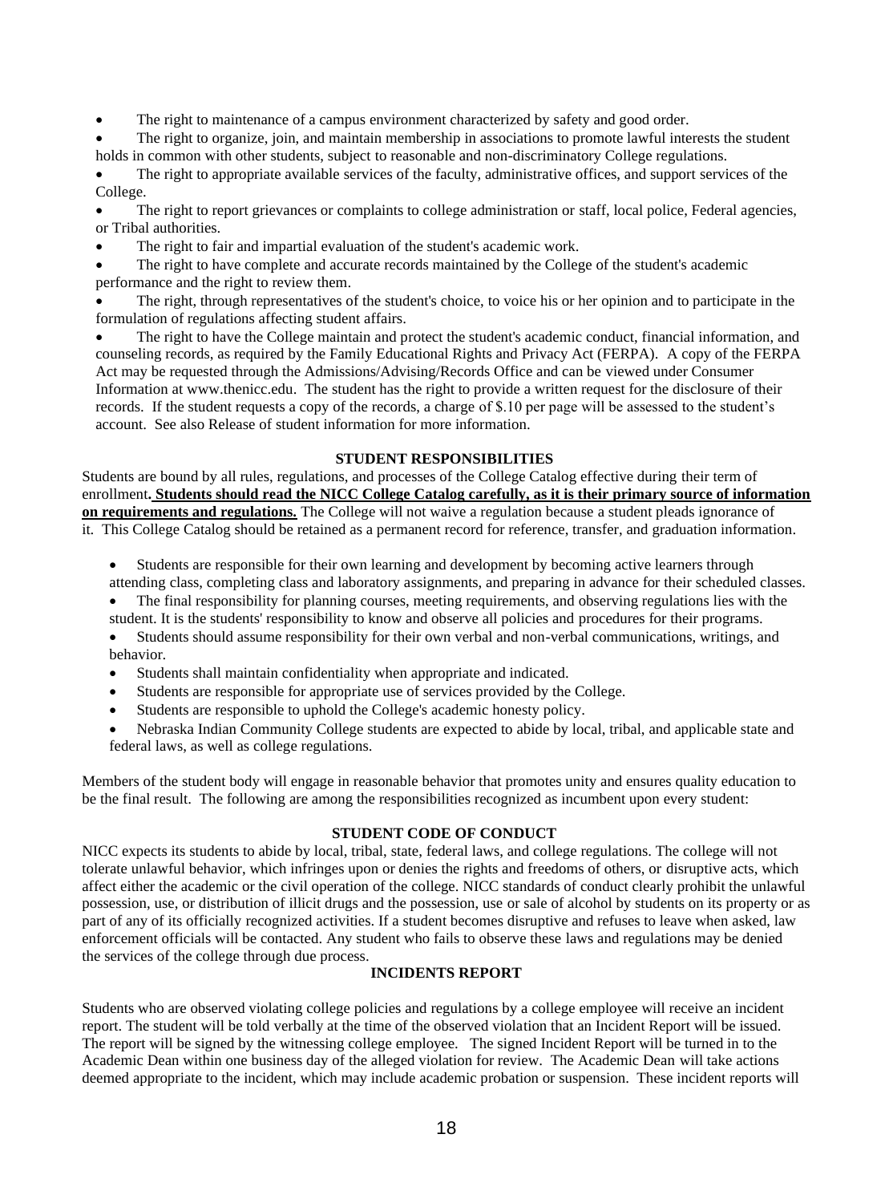- The right to maintenance of a campus environment characterized by safety and good order.
- The right to organize, join, and maintain membership in associations to promote lawful interests the student holds in common with other students, subject to reasonable and non-discriminatory College regulations.
- The right to appropriate available services of the faculty, administrative offices, and support services of the College.
- The right to report grievances or complaints to college administration or staff, local police, Federal agencies, or Tribal authorities.
- The right to fair and impartial evaluation of the student's academic work.
- The right to have complete and accurate records maintained by the College of the student's academic performance and the right to review them.
- The right, through representatives of the student's choice, to voice his or her opinion and to participate in the formulation of regulations affecting student affairs.
- The right to have the College maintain and protect the student's academic conduct, financial information, and counseling records, as required by the Family Educational Rights and Privacy Act (FERPA). A copy of the FERPA Act may be requested through the Admissions/Advising/Records Office and can be viewed under Consumer Information at www.thenicc.edu. The student has the right to provide a written request for the disclosure of their records. If the student requests a copy of the records, a charge of $.10 per page will be assessed to the student's account. See also Release of student information for more information.

## STUDENT RESPONSIBILITIES

Students are bound by all rules, regulations, and processes of the College Catalog effective during their term of enrollment**. Students should read the NICC College Catalog carefully, as it is their primary source of information on requirements and regulations.** The College will not waive a regulation because a student pleads ignorance of it. This College Catalog should be retained as a permanent record for reference, transfer, and graduation information.

- Students are responsible for their own learning and development by becoming active learners through attending class, completing class and laboratory assignments, and preparing in advance for their scheduled classes.
- The final responsibility for planning courses, meeting requirements, and observing regulations lies with the student. It is the students' responsibility to know and observe all policies and procedures for their programs.
- Students should assume responsibility for their own verbal and non-verbal communications, writings, and behavior.
- Students shall maintain confidentiality when appropriate and indicated.
- Students are responsible for appropriate use of services provided by the College.
- Students are responsible to uphold the College's academic honesty policy.
- Nebraska Indian Community College students are expected to abide by local, tribal, and applicable state and federal laws, as well as college regulations.

Members of the student body will engage in reasonable behavior that promotes unity and ensures quality education to be the final result. The following are among the responsibilities recognized as incumbent upon every student:

## STUDENT CODE OF CONDUCT

NICC expects its students to abide by local, tribal, state, federal laws, and college regulations. The college will not tolerate unlawful behavior, which infringes upon or denies the rights and freedoms of others, or disruptive acts, which affect either the academic or the civil operation of the college. NICC standards of conduct clearly prohibit the unlawful possession, use, or distribution of illicit drugs and the possession, use or sale of alcohol by students on its property or as part of any of its officially recognized activities. If a student becomes disruptive and refuses to leave when asked, law enforcement officials will be contacted. Any student who fails to observe these laws and regulations may be denied the services of the college through due process.

## INCIDENTS REPORT

Students who are observed violating college policies and regulations by a college employee will receive an incident report. The student will be told verbally at the time of the observed violation that an Incident Report will be issued. The report will be signed by the witnessing college employee. The signed Incident Report will be turned in to the Academic Dean within one business day of the alleged violation for review. The Academic Dean will take actions deemed appropriate to the incident, which may include academic probation or suspension. These incident reports will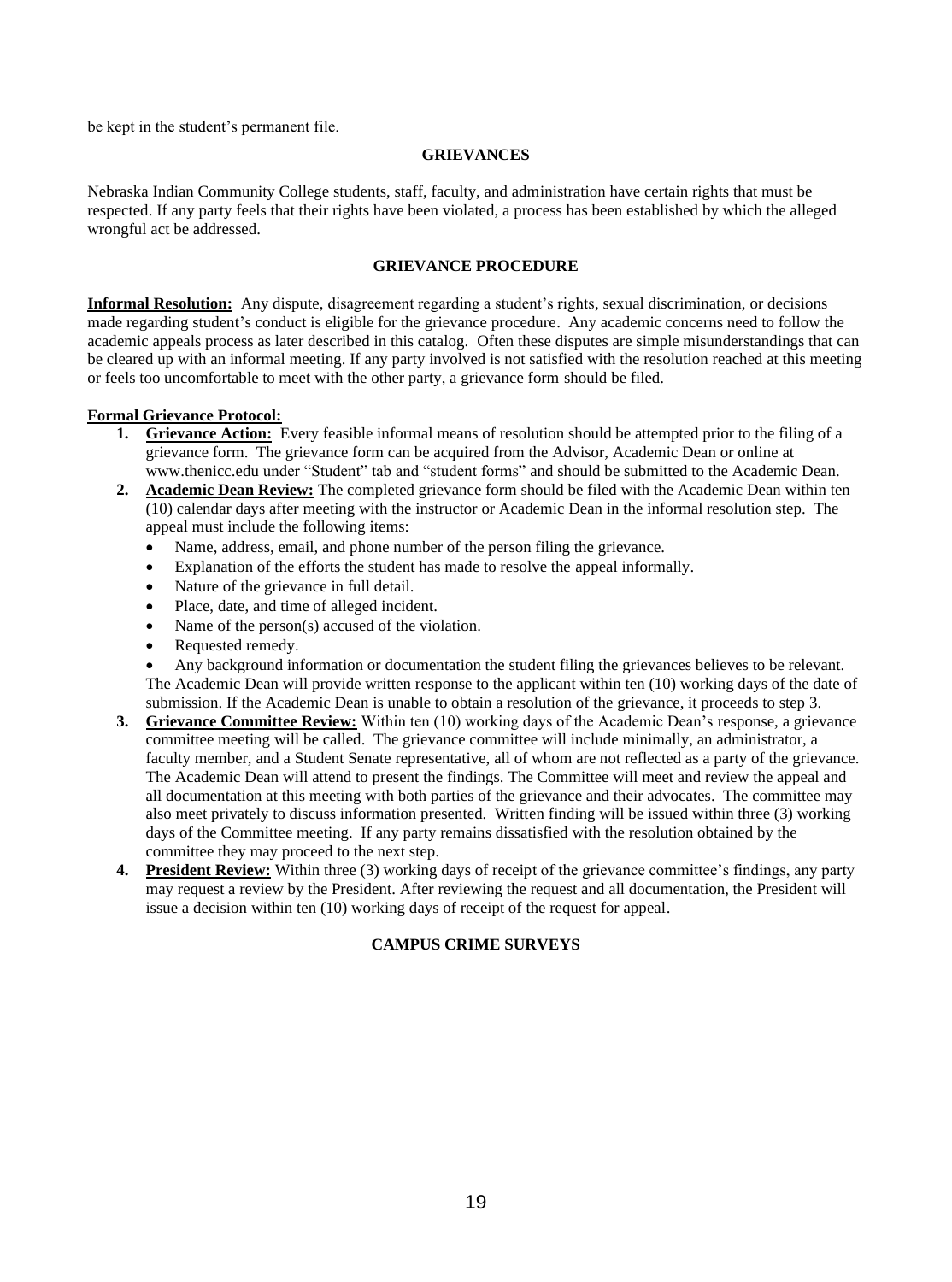be kept in the student's permanent file.

## GRIEVANCES

Nebraska Indian Community College students, staff, faculty, and administration have certain rights that must be respected. If any party feels that their rights have been violated, a process has been established by which the alleged wrongful act be addressed.

## GRIEVANCE PROCEDURE

**Informal Resolution:** Any dispute, disagreement regarding a student's rights, sexual discrimination, or decisions made regarding student's conduct is eligible for the grievance procedure. Any academic concerns need to follow the academic appeals process as later described in this catalog. Often these disputes are simple misunderstandings that can be cleared up with an informal meeting. If any party involved is not satisfied with the resolution reached at this meeting or feels too uncomfortable to meet with the other party, a grievance form should be filed.

**Formal Grievance Protocol:**

1. **Grievance Action:** Every feasible informal means of resolution should be attempted prior to the filing of a grievance form. The grievance form can be acquired from the Advisor, Academic Dean or online at www.thenicc.edu under "Student" tab and "student forms" and should be submitted to the Academic Dean.
2. **Academic Dean Review:** The completed grievance form should be filed with the Academic Dean within ten (10) calendar days after meeting with the instructor or Academic Dean in the informal resolution step. The appeal must include the following items:
   - Name, address, email, and phone number of the person filing the grievance.
   - Explanation of the efforts the student has made to resolve the appeal informally.
   - Nature of the grievance in full detail.
   - Place, date, and time of alleged incident.
   - Name of the person(s) accused of the violation.
   - Requested remedy.
   - Any background information or documentation the student filing the grievances believes to be relevant.

   The Academic Dean will provide written response to the applicant within ten (10) working days of the date of submission. If the Academic Dean is unable to obtain a resolution of the grievance, it proceeds to step 3.
3. **Grievance Committee Review:** Within ten (10) working days of the Academic Dean's response, a grievance committee meeting will be called. The grievance committee will include minimally, an administrator, a faculty member, and a Student Senate representative, all of whom are not reflected as a party of the grievance. The Academic Dean will attend to present the findings. The Committee will meet and review the appeal and all documentation at this meeting with both parties of the grievance and their advocates. The committee may also meet privately to discuss information presented. Written finding will be issued within three (3) working days of the Committee meeting. If any party remains dissatisfied with the resolution obtained by the committee they may proceed to the next step.
4. **President Review:** Within three (3) working days of receipt of the grievance committee's findings, any party may request a review by the President. After reviewing the request and all documentation, the President will issue a decision within ten (10) working days of receipt of the request for appeal.

## CAMPUS CRIME SURVEYS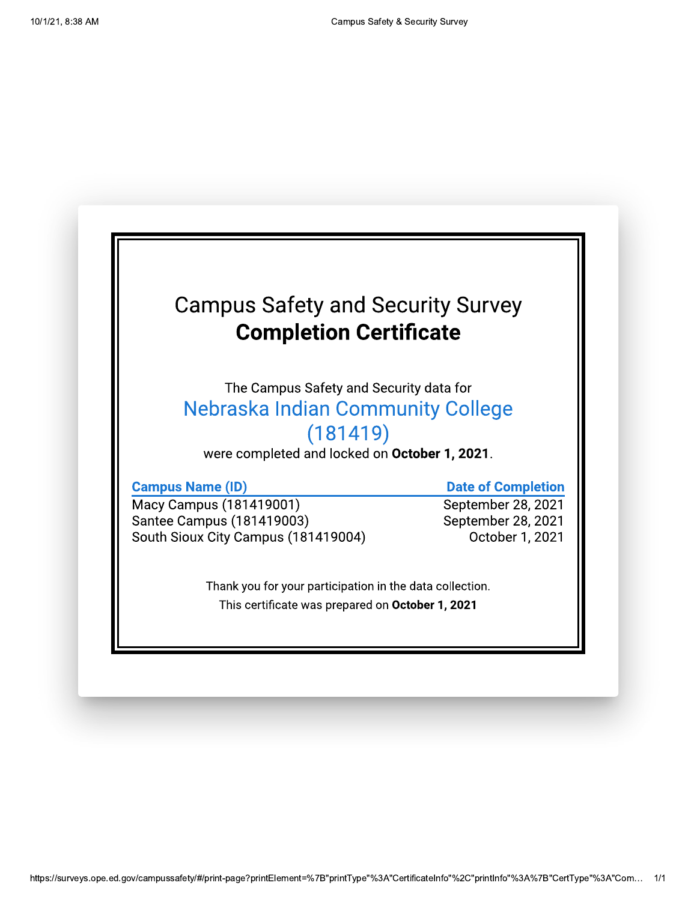# Campus Safety and Security Survey
## **Completion Certificate**

The Campus Safety and Security data for

Nebraska Indian Community College (181419)

were completed and locked on **October 1, 2021**.

| Campus Name (ID) | Date of Completion |
| --- | --- |
| Macy Campus (181419001) | September 28, 2021 |
| Santee Campus (181419003) | September 28, 2021 |
| South Sioux City Campus (181419004) | October 1, 2021 |

Thank you for your participation in the data collection.

This certificate was prepared on **October 1, 2021**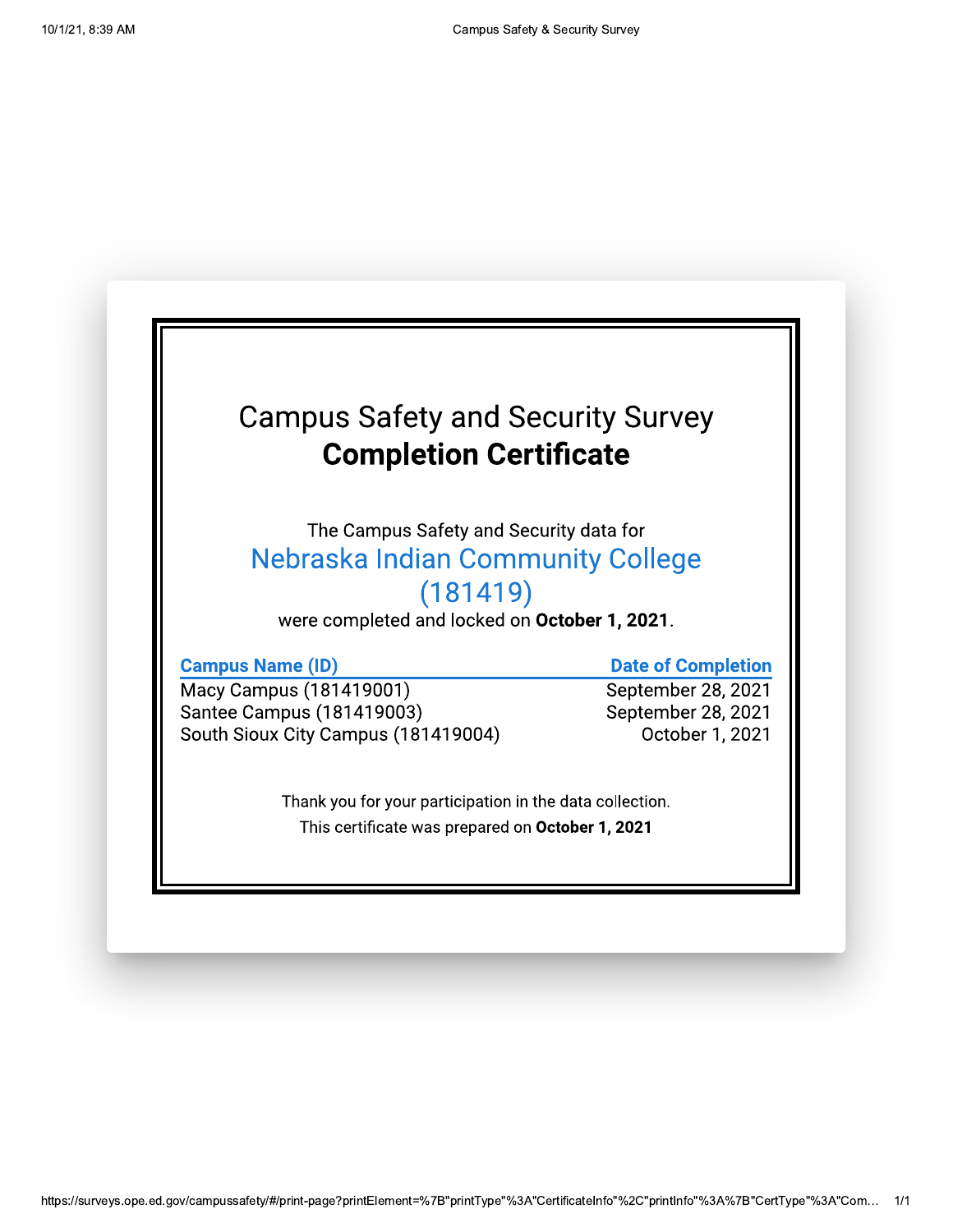# Campus Safety and Security Survey
## Completion Certificate

The Campus Safety and Security data for

**Nebraska Indian Community College (181419)**

were completed and locked on **October 1, 2021**.

| Campus Name (ID) | Date of Completion |
|---|---|
| Macy Campus (181419001) | September 28, 2021 |
| Santee Campus (181419003) | September 28, 2021 |
| South Sioux City Campus (181419004) | October 1, 2021 |

Thank you for your participation in the data collection.

This certificate was prepared on **October 1, 2021**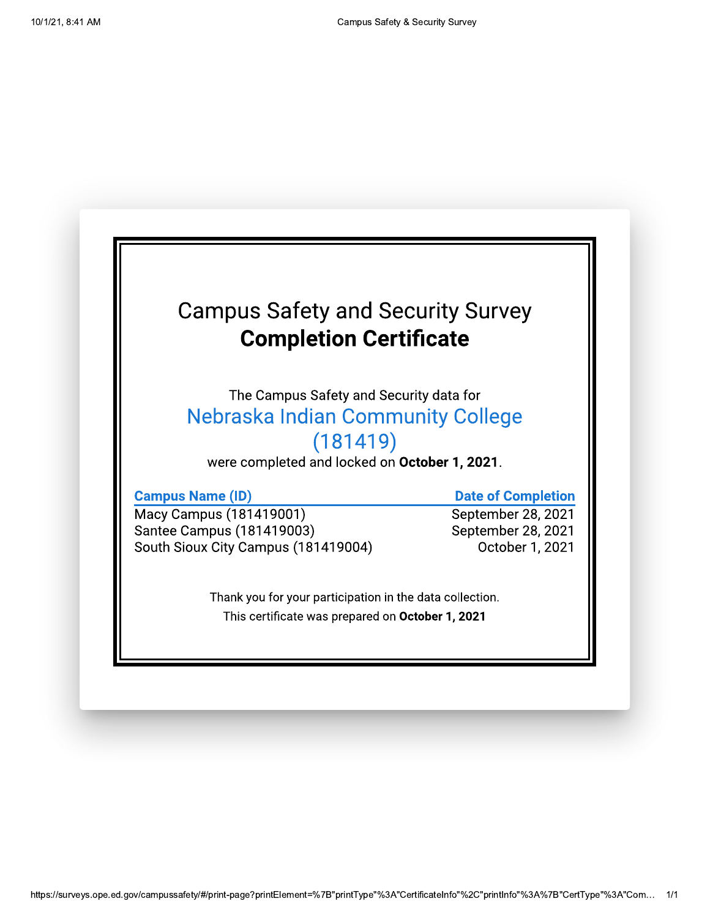# Campus Safety and Security Survey
## **Completion Certificate**

The Campus Safety and Security data for

Nebraska Indian Community College (181419)

were completed and locked on **October 1, 2021**.

| Campus Name (ID) | Date of Completion |
|---|---|
| Macy Campus (181419001) | September 28, 2021 |
| Santee Campus (181419003) | September 28, 2021 |
| South Sioux City Campus (181419004) | October 1, 2021 |

Thank you for your participation in the data collection.

This certificate was prepared on **October 1, 2021**